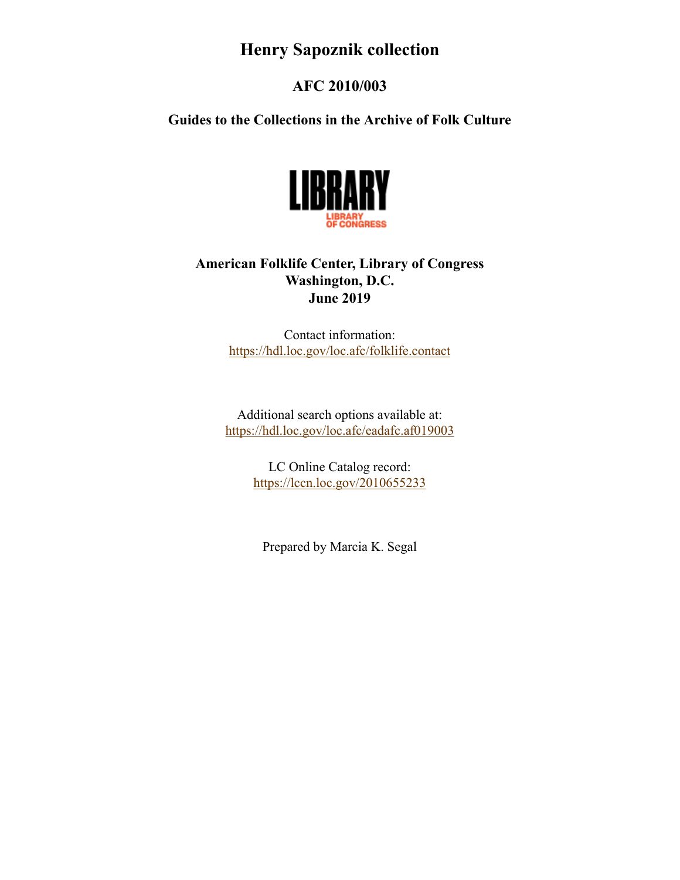# Henry Sapoznik collection

## AFC 2010/003

### Guides to the Collections in the Archive of Folk Culture

**American Folklife Center, Library of Congress**
**Washington, D.C.**
**June 2019**

Contact information:
https://hdl.loc.gov/loc.afc/folklife.contact

Additional search options available at:
https://hdl.loc.gov/loc.afc/eadafc.af019003

LC Online Catalog record:
https://lccn.loc.gov/2010655233

Prepared by Marcia K. Segal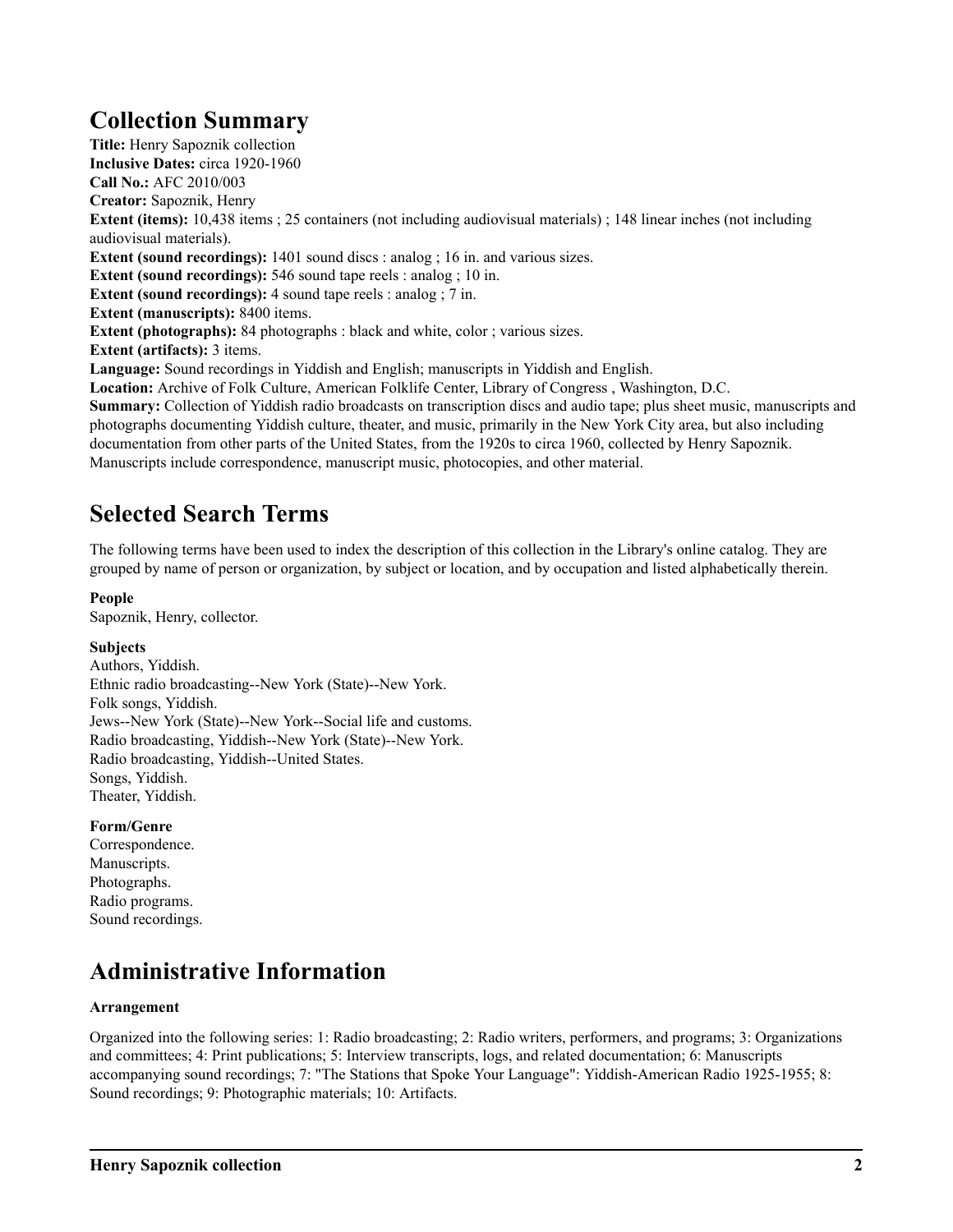## Collection Summary

**Title:** Henry Sapoznik collection
**Inclusive Dates:** circa 1920-1960
**Call No.:** AFC 2010/003
**Creator:** Sapoznik, Henry
**Extent (items):** 10,438 items ; 25 containers (not including audiovisual materials) ; 148 linear inches (not including audiovisual materials).
**Extent (sound recordings):** 1401 sound discs : analog ; 16 in. and various sizes.
**Extent (sound recordings):** 546 sound tape reels : analog ; 10 in.
**Extent (sound recordings):** 4 sound tape reels : analog ; 7 in.
**Extent (manuscripts):** 8400 items.
**Extent (photographs):** 84 photographs : black and white, color ; various sizes.
**Extent (artifacts):** 3 items.
**Language:** Sound recordings in Yiddish and English; manuscripts in Yiddish and English.
**Location:** Archive of Folk Culture, American Folklife Center, Library of Congress , Washington, D.C.
**Summary:** Collection of Yiddish radio broadcasts on transcription discs and audio tape; plus sheet music, manuscripts and photographs documenting Yiddish culture, theater, and music, primarily in the New York City area, but also including documentation from other parts of the United States, from the 1920s to circa 1960, collected by Henry Sapoznik. Manuscripts include correspondence, manuscript music, photocopies, and other material.

## Selected Search Terms

The following terms have been used to index the description of this collection in the Library's online catalog. They are grouped by name of person or organization, by subject or location, and by occupation and listed alphabetically therein.

**People**

Sapoznik, Henry, collector.

**Subjects**

Authors, Yiddish.
Ethnic radio broadcasting--New York (State)--New York.
Folk songs, Yiddish.
Jews--New York (State)--New York--Social life and customs.
Radio broadcasting--New York (State)--New York.
Radio broadcasting, Yiddish--New York (State)--New York.
Radio broadcasting, Yiddish--United States.
Songs, Yiddish.
Theater, Yiddish.

**Form/Genre**

Correspondence.
Manuscripts.
Photographs.
Radio programs.
Sound recordings.

## Administrative Information

**Arrangement**

Organized into the following series: 1: Radio broadcasting; 2: Radio writers, performers, and programs; 3: Organizations and committees; 4: Print publications; 5: Interview transcripts, logs, and related documentation; 6: Manuscripts accompanying sound recordings; 7: "The Stations that Spoke Your Language": Yiddish-American Radio 1925-1955; 8: Sound recordings; 9: Photographic materials; 10: Artifacts.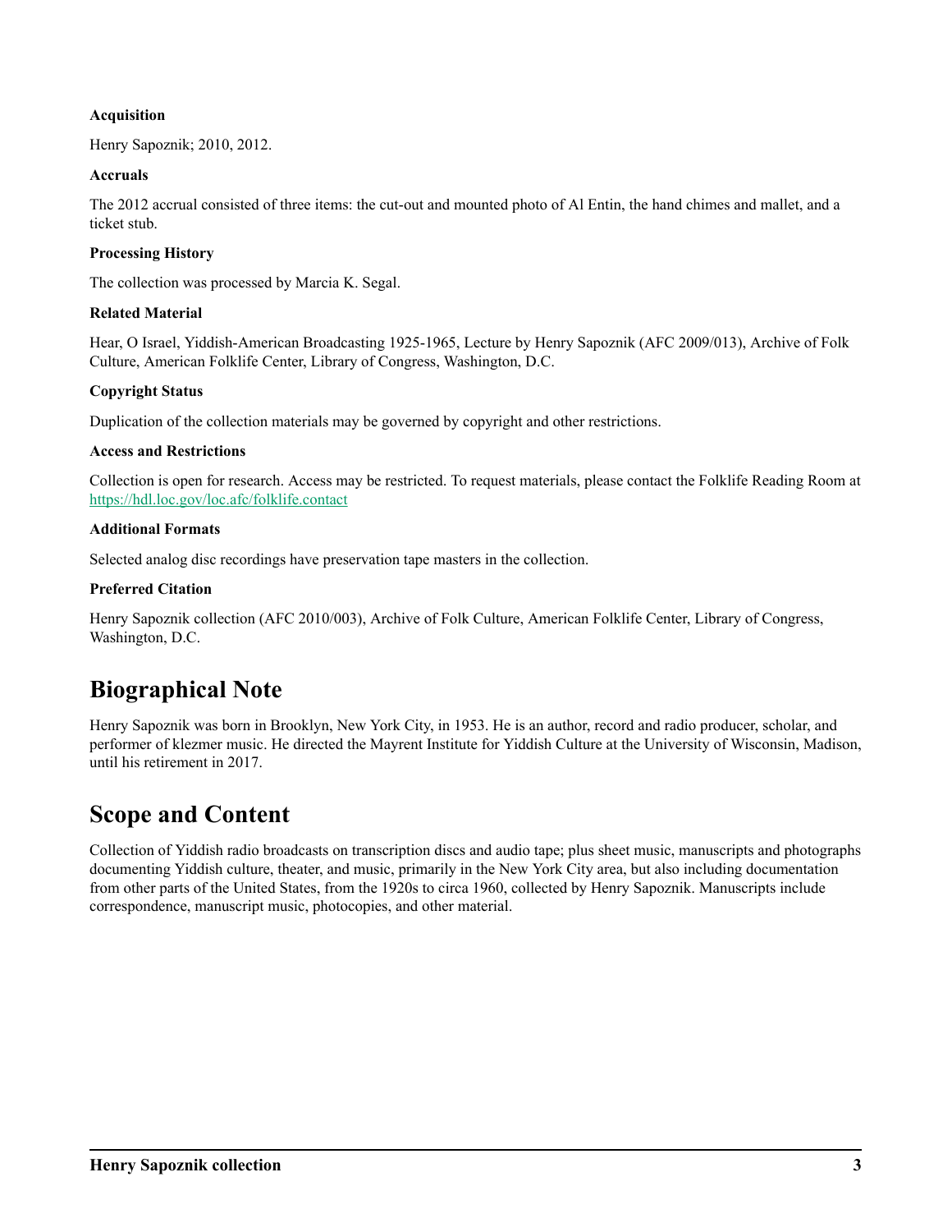**Acquisition**

Henry Sapoznik; 2010, 2012.

**Accruals**

The 2012 accrual consisted of three items: the cut-out and mounted photo of Al Entin, the hand chimes and mallet, and a ticket stub.

**Processing History**

The collection was processed by Marcia K. Segal.

**Related Material**

Hear, O Israel, Yiddish-American Broadcasting 1925-1965, Lecture by Henry Sapoznik (AFC 2009/013), Archive of Folk Culture, American Folklife Center, Library of Congress, Washington, D.C.

**Copyright Status**

Duplication of the collection materials may be governed by copyright and other restrictions.

**Access and Restrictions**

Collection is open for research. Access may be restricted. To request materials, please contact the Folklife Reading Room at https://hdl.loc.gov/loc.afc/folklife.contact

**Additional Formats**

Selected analog disc recordings have preservation tape masters in the collection.

**Preferred Citation**

Henry Sapoznik collection (AFC 2010/003), Archive of Folk Culture, American Folklife Center, Library of Congress, Washington, D.C.

## Biographical Note

Henry Sapoznik was born in Brooklyn, New York City, in 1953. He is an author, record and radio producer, scholar, and performer of klezmer music. He directed the Mayrent Institute for Yiddish Culture at the University of Wisconsin, Madison, until his retirement in 2017.

## Scope and Content

Collection of Yiddish radio broadcasts on transcription discs and audio tape; plus sheet music, manuscripts and photographs documenting Yiddish culture, theater, and music, primarily in the New York City area, but also including documentation from other parts of the United States, from the 1920s to circa 1960, collected by Henry Sapoznik. Manuscripts include correspondence, manuscript music, photocopies, and other material.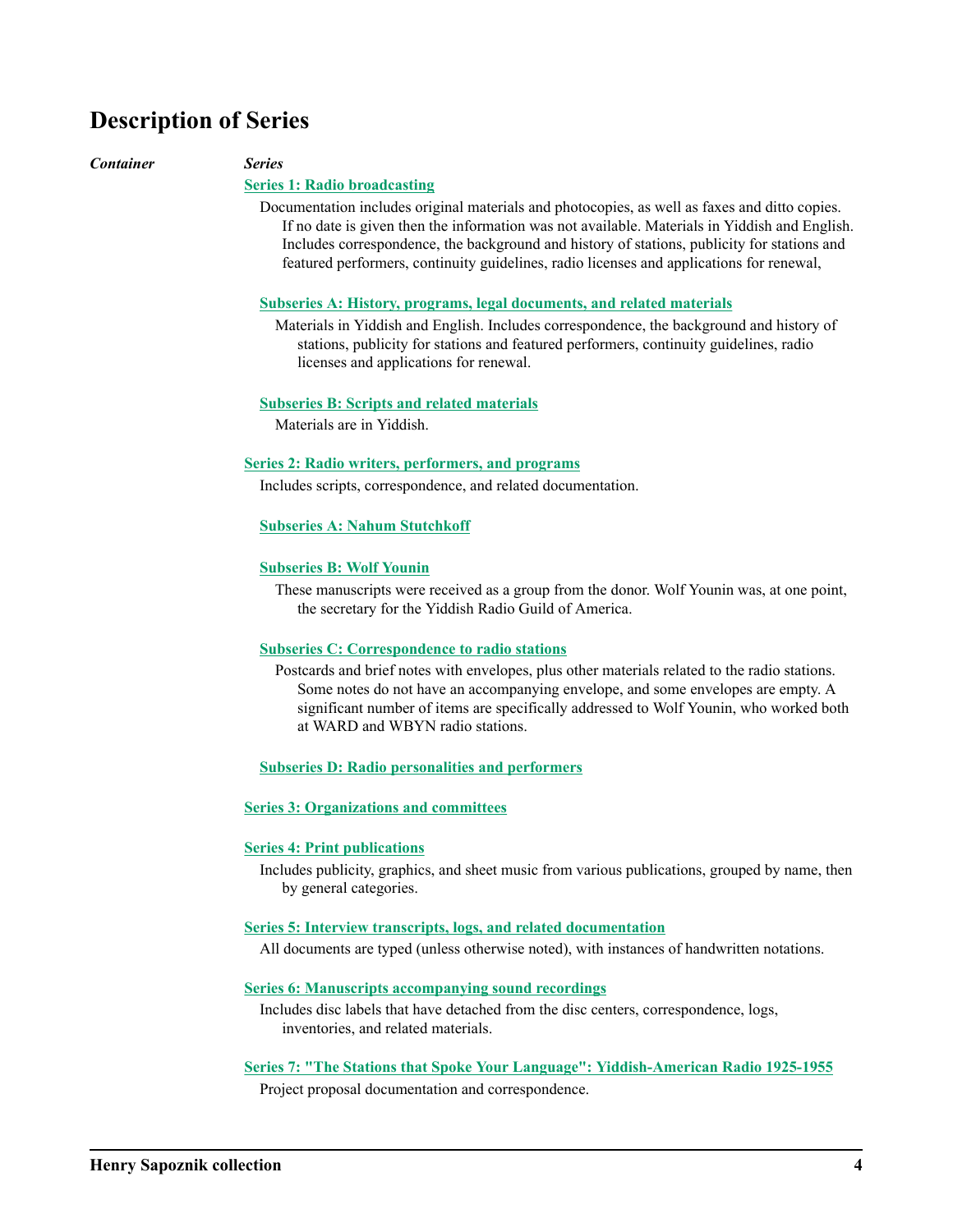# Description of Series

*Container* *Series*

**Series 1: Radio broadcasting**

Documentation includes original materials and photocopies, as well as faxes and ditto copies. If no date is given then the information was not available. Materials in Yiddish and English. Includes correspondence, the background and history of stations, publicity for stations and featured performers, continuity guidelines, radio licenses and applications for renewal,

**Subseries A: History, programs, legal documents, and related materials**

Materials in Yiddish and English. Includes correspondence, the background and history of stations, publicity for stations and featured performers, continuity guidelines, radio licenses and applications for renewal.

**Subseries B: Scripts and related materials**

Materials are in Yiddish.

**Series 2: Radio writers, performers, and programs**

Includes scripts, correspondence, and related documentation.

**Subseries A: Nahum Stutchkoff**

**Subseries B: Wolf Younin**

These manuscripts were received as a group from the donor. Wolf Younin was, at one point, the secretary for the Yiddish Radio Guild of America.

**Subseries C: Correspondence to radio stations**

Postcards and brief notes with envelopes, plus other materials related to the radio stations. Some notes do not have an accompanying envelope, and some envelopes are empty. A significant number of items are specifically addressed to Wolf Younin, who worked both at WARD and WBYN radio stations.

**Subseries D: Radio personalities and performers**

**Series 3: Organizations and committees**

**Series 4: Print publications**

Includes publicity, graphics, and sheet music from various publications, grouped by name, then by general categories.

**Series 5: Interview transcripts, logs, and related documentation**

All documents are typed (unless otherwise noted), with instances of handwritten notations.

**Series 6: Manuscripts accompanying sound recordings**

Includes disc labels that have detached from the disc centers, correspondence, logs, inventories, and related materials.

**Series 7: "The Stations that Spoke Your Language": Yiddish-American Radio 1925-1955**

Project proposal documentation and correspondence.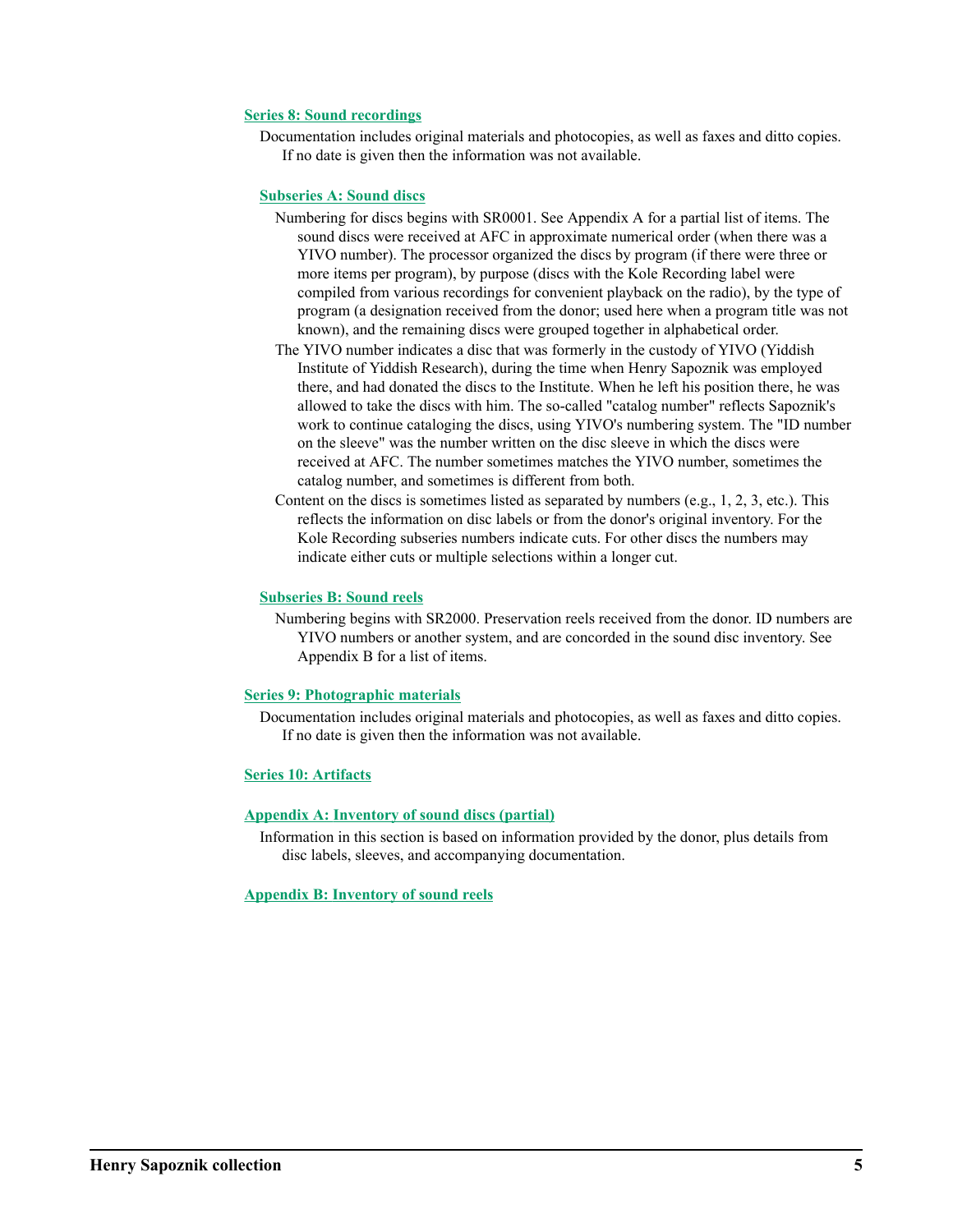## Series 8: Sound recordings

Documentation includes original materials and photocopies, as well as faxes and ditto copies. If no date is given then the information was not available.

### Subseries A: Sound discs

Numbering for discs begins with SR0001. See Appendix A for a partial list of items. The sound discs were received at AFC in approximate numerical order (when there was a YIVO number). The processor organized the discs by program (if there were three or more items per program), by purpose (discs with the Kole Recording label were compiled from various recordings for convenient playback on the radio), by the type of program (a designation received from the donor; used here when a program title was not known), and the remaining discs were grouped together in alphabetical order.

The YIVO number indicates a disc that was formerly in the custody of YIVO (Yiddish Institute of Yiddish Research), during the time when Henry Sapoznik was employed there, and had donated the discs to the Institute. When he left his position there, he was allowed to take the discs with him. The so-called "catalog number" reflects Sapoznik's work to continue cataloging the discs, using YIVO's numbering system. The "ID number on the sleeve" was the number written on the disc sleeve in which the discs were received at AFC. The number sometimes matches the YIVO number, sometimes the catalog number, and sometimes is different from both.

Content on the discs is sometimes listed as separated by numbers (e.g., 1, 2, 3, etc.). This reflects the information on disc labels or from the donor's original inventory. For the Kole Recording subseries numbers indicate cuts. For other discs the numbers may indicate either cuts or multiple selections within a longer cut.

### Subseries B: Sound reels

Numbering begins with SR2000. Preservation reels received from the donor. ID numbers are YIVO numbers or another system, and are concorded in the sound disc inventory. See Appendix B for a list of items.

## Series 9: Photographic materials

Documentation includes original materials and photocopies, as well as faxes and ditto copies. If no date is given then the information was not available.

## Series 10: Artifacts

## Appendix A: Inventory of sound discs (partial)

Information in this section is based on information provided by the donor, plus details from disc labels, sleeves, and accompanying documentation.

## Appendix B: Inventory of sound reels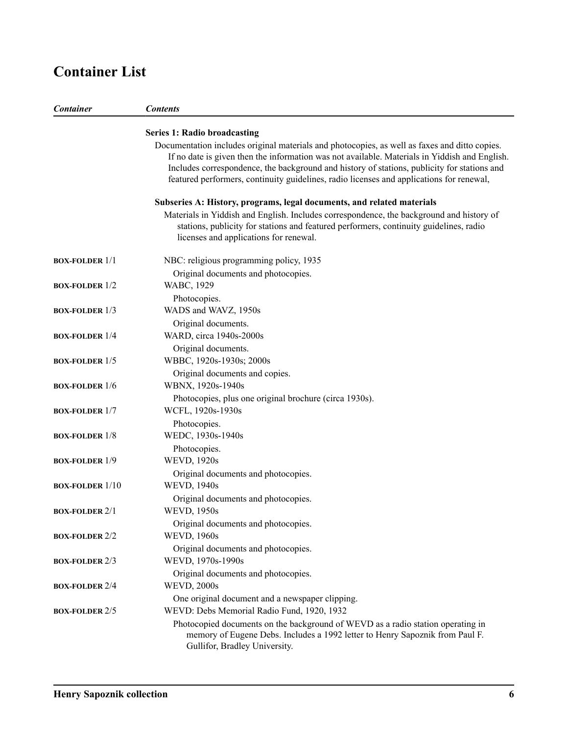## Container List

| *Container* | *Contents* |
|---|---|
| | **Series 1: Radio broadcasting** |
| | Documentation includes original materials and photocopies, as well as faxes and ditto copies. If no date is given then the information was not available. Materials in Yiddish and English. Includes correspondence, the background and history of stations, publicity for stations and featured performers, continuity guidelines, radio licenses and applications for renewal, |
| | **Subseries A: History, programs, legal documents, and related materials** |
| | Materials in Yiddish and English. Includes correspondence, the background and history of stations, publicity for stations and featured performers, continuity guidelines, radio licenses and applications for renewal. |
| **BOX-FOLDER** 1/1 | NBC: religious programming policy, 1935<br>Original documents and photocopies. |
| **BOX-FOLDER** 1/2 | WABC, 1929<br>Photocopies. |
| **BOX-FOLDER** 1/3 | WADS and WAVZ, 1950s<br>Original documents. |
| **BOX-FOLDER** 1/4 | WARD, circa 1940s-2000s<br>Original documents. |
| **BOX-FOLDER** 1/5 | WBBC, 1920s-1930s; 2000s<br>Original documents and copies. |
| **BOX-FOLDER** 1/6 | WBNX, 1920s-1940s<br>Photocopies, plus one original brochure (circa 1930s). |
| **BOX-FOLDER** 1/7 | WCFL, 1920s-1930s<br>Photocopies. |
| **BOX-FOLDER** 1/8 | WEDC, 1930s-1940s<br>Photocopies. |
| **BOX-FOLDER** 1/9 | WEVD, 1920s<br>Original documents and photocopies. |
| **BOX-FOLDER** 1/10 | WEVD, 1940s<br>Original documents and photocopies. |
| **BOX-FOLDER** 2/1 | WEVD, 1950s<br>Original documents and photocopies. |
| **BOX-FOLDER** 2/2 | WEVD, 1960s<br>Original documents and photocopies. |
| **BOX-FOLDER** 2/3 | WEVD, 1970s-1990s<br>Original documents and photocopies. |
| **BOX-FOLDER** 2/4 | WEVD, 2000s<br>One original document and a newspaper clipping. |
| **BOX-FOLDER** 2/5 | WEVD: Debs Memorial Radio Fund, 1920, 1932<br>Photocopied documents on the background of WEVD as a radio station operating in memory of Eugene Debs. Includes a 1992 letter to Henry Sapoznik from Paul F. Gullifor, Bradley University. |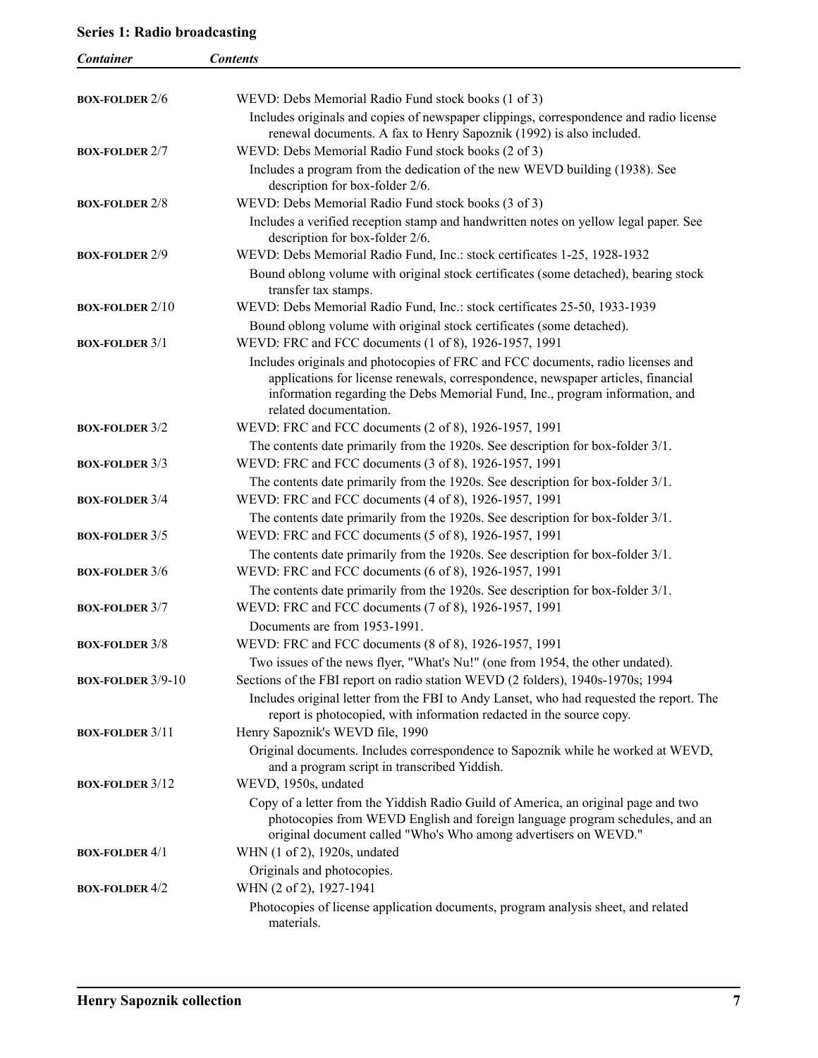**Series 1: Radio broadcasting**

| *Container* | *Contents* |
|---|---|
| **BOX-FOLDER** 2/6 | WEVD: Debs Memorial Radio Fund stock books (1 of 3)<br>Includes originals and copies of newspaper clippings, correspondence and radio license renewal documents. A fax to Henry Sapoznik (1992) is also included. |
| **BOX-FOLDER** 2/7 | WEVD: Debs Memorial Radio Fund stock books (2 of 3)<br>Includes a program from the dedication of the new WEVD building (1938). See description for box-folder 2/6. |
| **BOX-FOLDER** 2/8 | WEVD: Debs Memorial Radio Fund stock books (3 of 3)<br>Includes a verified reception stamp and handwritten notes on yellow legal paper. See description for box-folder 2/6. |
| **BOX-FOLDER** 2/9 | WEVD: Debs Memorial Radio Fund, Inc.: stock certificates 1-25, 1928-1932<br>Bound oblong volume with original stock certificates (some detached), bearing stock transfer tax stamps. |
| **BOX-FOLDER** 2/10 | WEVD: Debs Memorial Radio Fund, Inc.: stock certificates 25-50, 1933-1939<br>Bound oblong volume with original stock certificates (some detached). |
| **BOX-FOLDER** 3/1 | WEVD: FRC and FCC documents (1 of 8), 1926-1957, 1991<br>Includes originals and photocopies of FRC and FCC documents, radio licenses and applications for license renewals, correspondence, newspaper articles, financial information regarding the Debs Memorial Fund, Inc., program information, and related documentation. |
| **BOX-FOLDER** 3/2 | WEVD: FRC and FCC documents (2 of 8), 1926-1957, 1991<br>The contents date primarily from the 1920s. See description for box-folder 3/1. |
| **BOX-FOLDER** 3/3 | WEVD: FRC and FCC documents (3 of 8), 1926-1957, 1991<br>The contents date primarily from the 1920s. See description for box-folder 3/1. |
| **BOX-FOLDER** 3/4 | WEVD: FRC and FCC documents (4 of 8), 1926-1957, 1991<br>The contents date primarily from the 1920s. See description for box-folder 3/1. |
| **BOX-FOLDER** 3/5 | WEVD: FRC and FCC documents (5 of 8), 1926-1957, 1991<br>The contents date primarily from the 1920s. See description for box-folder 3/1. |
| **BOX-FOLDER** 3/6 | WEVD: FRC and FCC documents (6 of 8), 1926-1957, 1991<br>The contents date primarily from the 1920s. See description for box-folder 3/1. |
| **BOX-FOLDER** 3/7 | WEVD: FRC and FCC documents (7 of 8), 1926-1957, 1991<br>Documents are from 1953-1991. |
| **BOX-FOLDER** 3/8 | WEVD: FRC and FCC documents (8 of 8), 1926-1957, 1991<br>Two issues of the news flyer, "What's Nu!" (one from 1954, the other undated). |
| **BOX-FOLDER** 3/9-10 | Sections of the FBI report on radio station WEVD (2 folders), 1940s-1970s; 1994<br>Includes original letter from the FBI to Andy Lanset, who had requested the report. The report is photocopied, with information redacted in the source copy. |
| **BOX-FOLDER** 3/11 | Henry Sapoznik's WEVD file, 1990<br>Original documents. Includes correspondence to Sapoznik while he worked at WEVD, and a program script in transcribed Yiddish. |
| **BOX-FOLDER** 3/12 | WEVD, 1950s, undated<br>Copy of a letter from the Yiddish Radio Guild of America, an original page and two photocopies from WEVD English and foreign language program schedules, and an original document called "Who's Who among advertisers on WEVD." |
| **BOX-FOLDER** 4/1 | WHN (1 of 2), 1920s, undated<br>Originals and photocopies. |
| **BOX-FOLDER** 4/2 | WHN (2 of 2), 1927-1941<br>Photocopies of license application documents, program analysis sheet, and related materials. |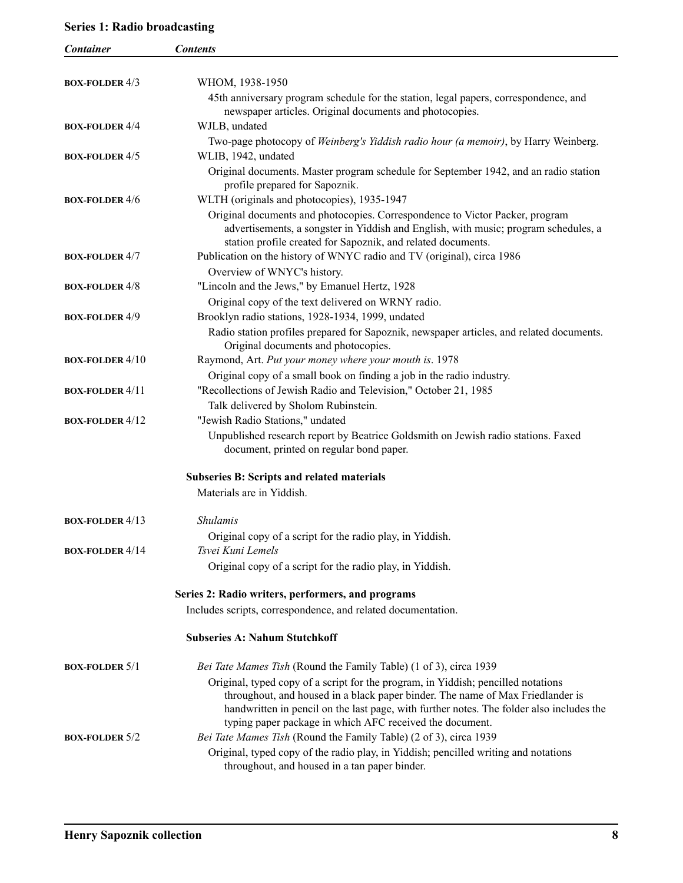## Series 1: Radio broadcasting

| Container | Contents |
| --- | --- |
| **BOX-FOLDER** 4/3 | WHOM, 1938-1950<br>45th anniversary program schedule for the station, legal papers, correspondence, and newspaper articles. Original documents and photocopies. |
| **BOX-FOLDER** 4/4 | WJLB, undated<br>Two-page photocopy of *Weinberg's Yiddish radio hour (a memoir)*, by Harry Weinberg. |
| **BOX-FOLDER** 4/5 | WLIB, 1942, undated<br>Original documents. Master program schedule for September 1942, and an radio station profile prepared for Sapoznik. |
| **BOX-FOLDER** 4/6 | WLTH (originals and photocopies), 1935-1947<br>Original documents and photocopies. Correspondence to Victor Packer, program advertisements, a songster in Yiddish and English, with music; program schedules, a station profile created for Sapoznik, and related documents. |
| **BOX-FOLDER** 4/7 | Publication on the history of WNYC radio and TV (original), circa 1986<br>Overview of WNYC's history. |
| **BOX-FOLDER** 4/8 | "Lincoln and the Jews," by Emanuel Hertz, 1928<br>Original copy of the text delivered on WRNY radio. |
| **BOX-FOLDER** 4/9 | Brooklyn radio stations, 1928-1934, 1999, undated<br>Radio station profiles prepared for Sapoznik, newspaper articles, and related documents. Original documents and photocopies. |
| **BOX-FOLDER** 4/10 | Raymond, Art. *Put your money where your mouth is*. 1978<br>Original copy of a small book on finding a job in the radio industry. |
| **BOX-FOLDER** 4/11 | "Recollections of Jewish Radio and Television," October 21, 1985<br>Talk delivered by Sholom Rubinstein. |
| **BOX-FOLDER** 4/12 | "Jewish Radio Stations," undated<br>Unpublished research report by Beatrice Goldsmith on Jewish radio stations. Faxed document, printed on regular bond paper. |

### Subseries B: Scripts and related materials

Materials are in Yiddish.

| Container | Contents |
| --- | --- |
| **BOX-FOLDER** 4/13 | *Shulamis*<br>Original copy of a script for the radio play, in Yiddish. |
| **BOX-FOLDER** 4/14 | *Tsvei Kuni Lemels*<br>Original copy of a script for the radio play, in Yiddish. |

## Series 2: Radio writers, performers, and programs

Includes scripts, correspondence, and related documentation.

### Subseries A: Nahum Stutchkoff

| Container | Contents |
| --- | --- |
| **BOX-FOLDER** 5/1 | *Bei Tate Mames Tish* (Round the Family Table) (1 of 3), circa 1939<br>Original, typed copy of a script for the program, in Yiddish; pencilled notations throughout, and housed in a black paper binder. The name of Max Friedlander is handwritten in pencil on the last page, with further notes. The folder also includes the typing paper package in which AFC received the document. |
| **BOX-FOLDER** 5/2 | *Bei Tate Mames Tish* (Round the Family Table) (2 of 3), circa 1939<br>Original, typed copy of the radio play, in Yiddish; pencilled writing and notations throughout, and housed in a tan paper binder. |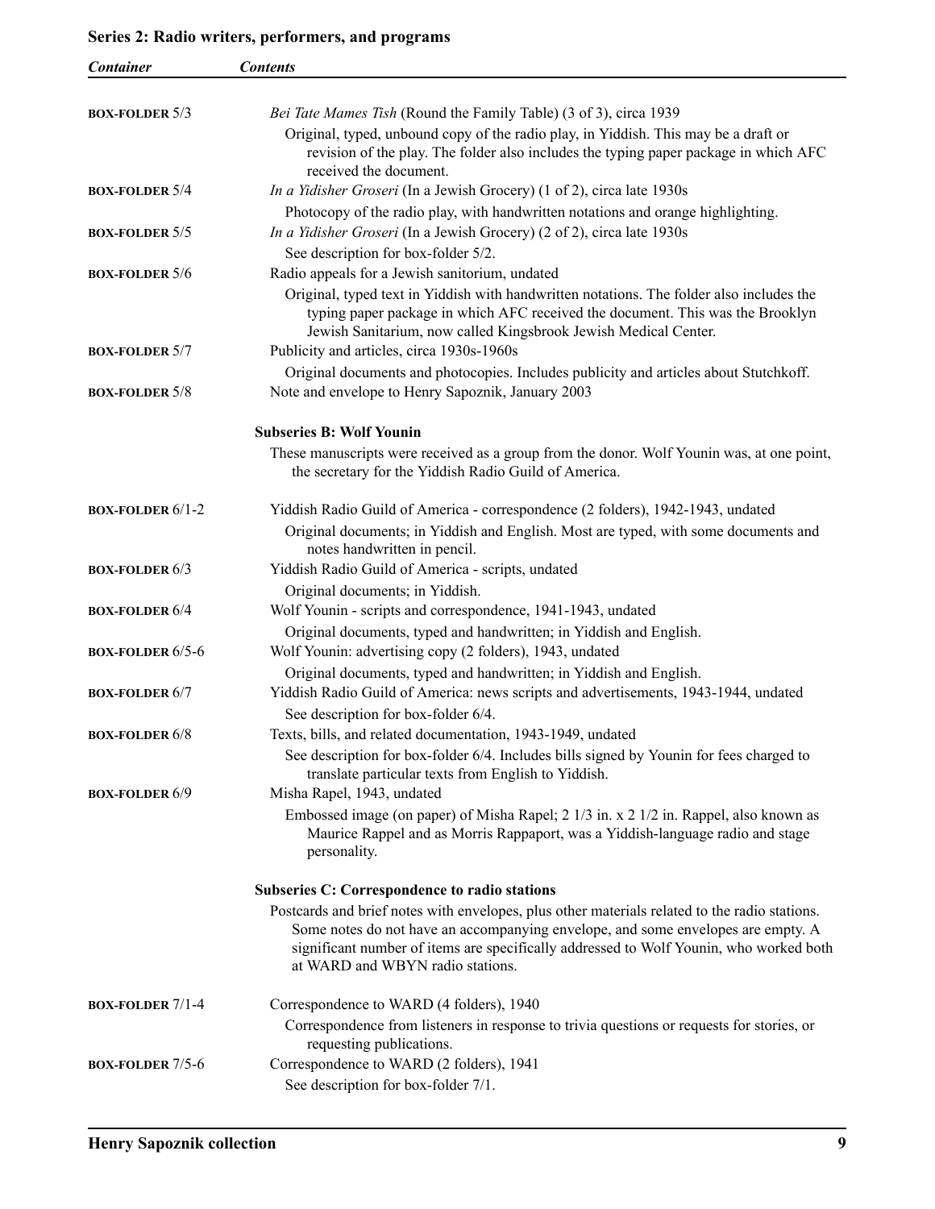## Series 2: Radio writers, performers, and programs

| Container | Contents |
|---|---|
| BOX-FOLDER 5/3 | *Bei Tate Mames Tish* (Round the Family Table) (3 of 3), circa 1939<br>Original, typed, unbound copy of the radio play, in Yiddish. This may be a draft or revision of the play. The folder also includes the typing paper package in which AFC received the document. |
| BOX-FOLDER 5/4 | *In a Yidisher Groseri* (In a Jewish Grocery) (1 of 2), circa late 1930s<br>Photocopy of the radio play, with handwritten notations and orange highlighting. |
| BOX-FOLDER 5/5 | *In a Yidisher Groseri* (In a Jewish Grocery) (2 of 2), circa late 1930s<br>See description for box-folder 5/2. |
| BOX-FOLDER 5/6 | Radio appeals for a Jewish sanitorium, undated<br>Original, typed text in Yiddish with handwritten notations. The folder also includes the typing paper package in which AFC received the document. This was the Brooklyn Jewish Sanitarium, now called Kingsbrook Jewish Medical Center. |
| BOX-FOLDER 5/7 | Publicity and articles, circa 1930s-1960s<br>Original documents and photocopies. Includes publicity and articles about Stutchkoff. |
| BOX-FOLDER 5/8 | Note and envelope to Henry Sapoznik, January 2003 |

**Subseries B: Wolf Younin**

These manuscripts were received as a group from the donor. Wolf Younin was, at one point, the secretary for the Yiddish Radio Guild of America.

| Container | Contents |
|---|---|
| BOX-FOLDER 6/1-2 | Yiddish Radio Guild of America - correspondence (2 folders), 1942-1943, undated<br>Original documents; in Yiddish and English. Most are typed, with some documents and notes handwritten in pencil. |
| BOX-FOLDER 6/3 | Yiddish Radio Guild of America - scripts, undated<br>Original documents; in Yiddish. |
| BOX-FOLDER 6/4 | Wolf Younin - scripts and correspondence, 1941-1943, undated<br>Original documents, typed and handwritten; in Yiddish and English. |
| BOX-FOLDER 6/5-6 | Wolf Younin: advertising copy (2 folders), 1943, undated<br>Original documents, typed and handwritten; in Yiddish and English. |
| BOX-FOLDER 6/7 | Yiddish Radio Guild of America: news scripts and advertisements, 1943-1944, undated<br>See description for box-folder 6/4. |
| BOX-FOLDER 6/8 | Texts, bills, and related documentation, 1943-1949, undated<br>See description for box-folder 6/4. Includes bills signed by Younin for fees charged to translate particular texts from English to Yiddish. |
| BOX-FOLDER 6/9 | Misha Rapel, 1943, undated<br>Embossed image (on paper) of Misha Rapel; 2 1/3 in. x 2 1/2 in. Rappel, also known as Maurice Rappel and as Morris Rappaport, was a Yiddish-language radio and stage personality. |

**Subseries C: Correspondence to radio stations**

Postcards and brief notes with envelopes, plus other materials related to the radio stations. Some notes do not have an accompanying envelope, and some envelopes are empty. A significant number of items are specifically addressed to Wolf Younin, who worked both at WARD and WBYN radio stations.

| Container | Contents |
|---|---|
| BOX-FOLDER 7/1-4 | Correspondence to WARD (4 folders), 1940<br>Correspondence from listeners in response to trivia questions or requests for stories, or requesting publications. |
| BOX-FOLDER 7/5-6 | Correspondence to WARD (2 folders), 1941<br>See description for box-folder 7/1. |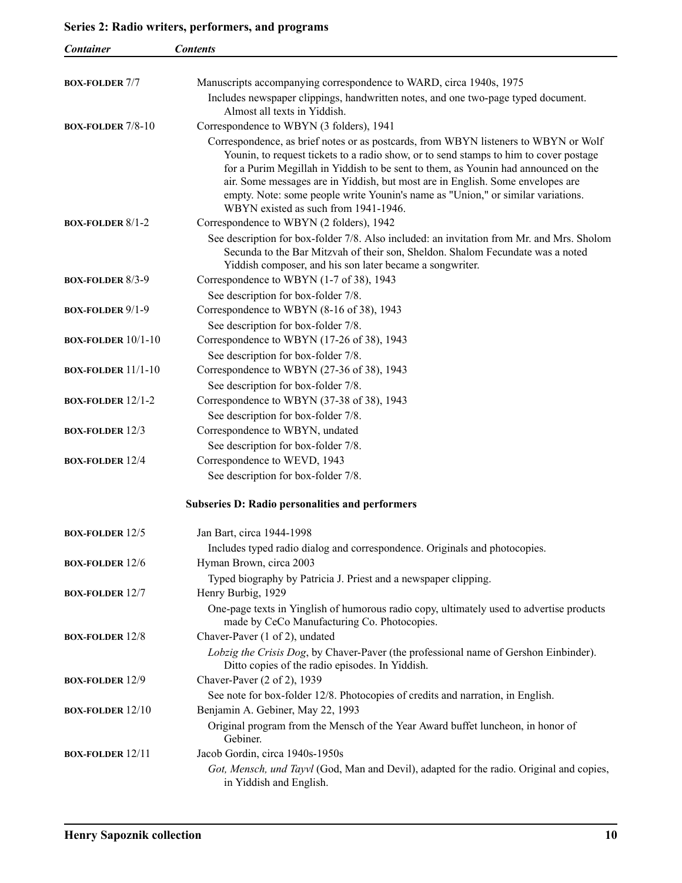## Series 2: Radio writers, performers, and programs

| Container | Contents |
| --- | --- |
| **BOX-FOLDER** 7/7 | Manuscripts accompanying correspondence to WARD, circa 1940s, 1975<br>Includes newspaper clippings, handwritten notes, and one two-page typed document. Almost all texts in Yiddish. |
| **BOX-FOLDER** 7/8-10 | Correspondence to WBYN (3 folders), 1941<br>Correspondence, as brief notes or as postcards, from WBYN listeners to WBYN or Wolf Younin, to request tickets to a radio show, or to send stamps to him to cover postage for a Purim Megillah in Yiddish to be sent to them, as Younin had announced on the air. Some messages are in Yiddish, but most are in English. Some envelopes are empty. Note: some people write Younin's name as "Union," or similar variations. WBYN existed as such from 1941-1946. |
| **BOX-FOLDER** 8/1-2 | Correspondence to WBYN (2 folders), 1942<br>See description for box-folder 7/8. Also included: an invitation from Mr. and Mrs. Sholom Secunda to the Bar Mitzvah of their son, Sheldon. Shalom Fecundate was a noted Yiddish composer, and his son later became a songwriter. |
| **BOX-FOLDER** 8/3-9 | Correspondence to WBYN (1-7 of 38), 1943<br>See description for box-folder 7/8. |
| **BOX-FOLDER** 9/1-9 | Correspondence to WBYN (8-16 of 38), 1943<br>See description for box-folder 7/8. |
| **BOX-FOLDER** 10/1-10 | Correspondence to WBYN (17-26 of 38), 1943<br>See description for box-folder 7/8. |
| **BOX-FOLDER** 11/1-10 | Correspondence to WBYN (27-36 of 38), 1943<br>See description for box-folder 7/8. |
| **BOX-FOLDER** 12/1-2 | Correspondence to WBYN (37-38 of 38), 1943<br>See description for box-folder 7/8. |
| **BOX-FOLDER** 12/3 | Correspondence to WBYN, undated<br>See description for box-folder 7/8. |
| **BOX-FOLDER** 12/4 | Correspondence to WEVD, 1943<br>See description for box-folder 7/8. |

### Subseries D: Radio personalities and performers

| Container | Contents |
| --- | --- |
| **BOX-FOLDER** 12/5 | Jan Bart, circa 1944-1998<br>Includes typed radio dialog and correspondence. Originals and photocopies. |
| **BOX-FOLDER** 12/6 | Hyman Brown, circa 2003<br>Typed biography by Patricia J. Priest and a newspaper clipping. |
| **BOX-FOLDER** 12/7 | Henry Burbig, 1929<br>One-page texts in Yinglish of humorous radio copy, ultimately used to advertise products made by CeCo Manufacturing Co. Photocopies. |
| **BOX-FOLDER** 12/8 | Chaver-Paver (1 of 2), undated<br>*Lobzig the Crisis Dog*, by Chaver-Paver (the professional name of Gershon Einbinder). Ditto copies of the radio episodes. In Yiddish. |
| **BOX-FOLDER** 12/9 | Chaver-Paver (2 of 2), 1939<br>See note for box-folder 12/8. Photocopies of credits and narration, in English. |
| **BOX-FOLDER** 12/10 | Benjamin A. Gebiner, May 22, 1993<br>Original program from the Mensch of the Year Award buffet luncheon, in honor of Gebiner. |
| **BOX-FOLDER** 12/11 | Jacob Gordin, circa 1940s-1950s<br>*Got, Mensch, und Tayvl* (God, Man and Devil), adapted for the radio. Original and copies, in Yiddish and English. |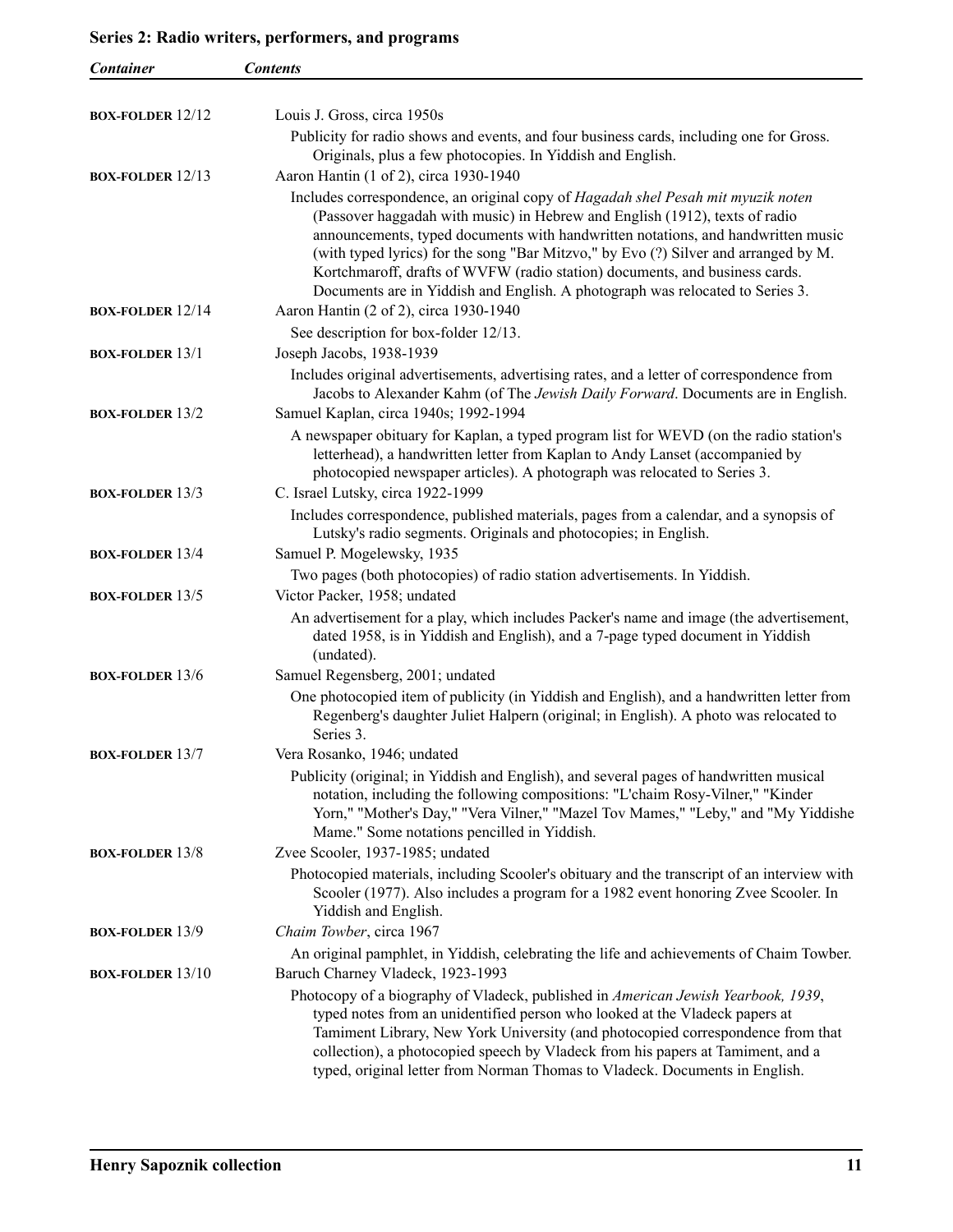## Series 2: Radio writers, performers, and programs

| *Container* | *Contents* |
| --- | --- |
| **BOX-FOLDER** 12/12 | Louis J. Gross, circa 1950s<br>Publicity for radio shows and events, and four business cards, including one for Gross. Originals, plus a few photocopies. In Yiddish and English. |
| **BOX-FOLDER** 12/13 | Aaron Hantin (1 of 2), circa 1930-1940<br>Includes correspondence, an original copy of *Hagadah shel Pesah mit myuzik noten* (Passover haggadah with music) in Hebrew and English (1912), texts of radio announcements, typed documents with handwritten notations, and handwritten music (with typed lyrics) for the song "Bar Mitzvo," by Evo (?) Silver and arranged by M. Kortchmaroff, drafts of WVFW (radio station) documents, and business cards. Documents are in Yiddish and English. A photograph was relocated to Series 3. |
| **BOX-FOLDER** 12/14 | Aaron Hantin (2 of 2), circa 1930-1940<br>See description for box-folder 12/13. |
| **BOX-FOLDER** 13/1 | Joseph Jacobs, 1938-1939<br>Includes original advertisements, advertising rates, and a letter of correspondence from Jacobs to Alexander Kahm (of The *Jewish Daily Forward*. Documents are in English. |
| **BOX-FOLDER** 13/2 | Samuel Kaplan, circa 1940s; 1992-1994<br>A newspaper obituary for Kaplan, a typed program list for WEVD (on the radio station's letterhead), a handwritten letter from Kaplan to Andy Lanset (accompanied by photocopied newspaper articles). A photograph was relocated to Series 3. |
| **BOX-FOLDER** 13/3 | C. Israel Lutsky, circa 1922-1999<br>Includes correspondence, published materials, pages from a calendar, and a synopsis of Lutsky's radio segments. Originals and photocopies; in English. |
| **BOX-FOLDER** 13/4 | Samuel P. Mogelewsky, 1935<br>Two pages (both photocopies) of radio station advertisements. In Yiddish. |
| **BOX-FOLDER** 13/5 | Victor Packer, 1958; undated<br>An advertisement for a play, which includes Packer's name and image (the advertisement, dated 1958, is in Yiddish and English), and a 7-page typed document in Yiddish (undated). |
| **BOX-FOLDER** 13/6 | Samuel Regensberg, 2001; undated<br>One photocopied item of publicity (in Yiddish and English), and a handwritten letter from Regenberg's daughter Juliet Halpern (original; in English). A photo was relocated to Series 3. |
| **BOX-FOLDER** 13/7 | Vera Rosanko, 1946; undated<br>Publicity (original; in Yiddish and English), and several pages of handwritten musical notation, including the following compositions: "L'chaim Rosy-Vilner," "Kinder Yorn," "Mother's Day," "Vera Vilner," "Mazel Tov Mames," "Leby," and "My Yiddishe Mame." Some notations pencilled in Yiddish. |
| **BOX-FOLDER** 13/8 | Zvee Scooler, 1937-1985; undated<br>Photocopied materials, including Scooler's obituary and the transcript of an interview with Scooler (1977). Also includes a program for a 1982 event honoring Zvee Scooler. In Yiddish and English. |
| **BOX-FOLDER** 13/9 | *Chaim Towber*, circa 1967<br>An original pamphlet, in Yiddish, celebrating the life and achievements of Chaim Towber. |
| **BOX-FOLDER** 13/10 | Baruch Charney Vladeck, 1923-1993<br>Photocopy of a biography of Vladeck, published in *American Jewish Yearbook, 1939*, typed notes from an unidentified person who looked at the Vladeck papers at Tamiment Library, New York University (and photocopied correspondence from that collection), a photocopied speech by Vladeck from his papers at Tamiment, and a typed, original letter from Norman Thomas to Vladeck. Documents in English. |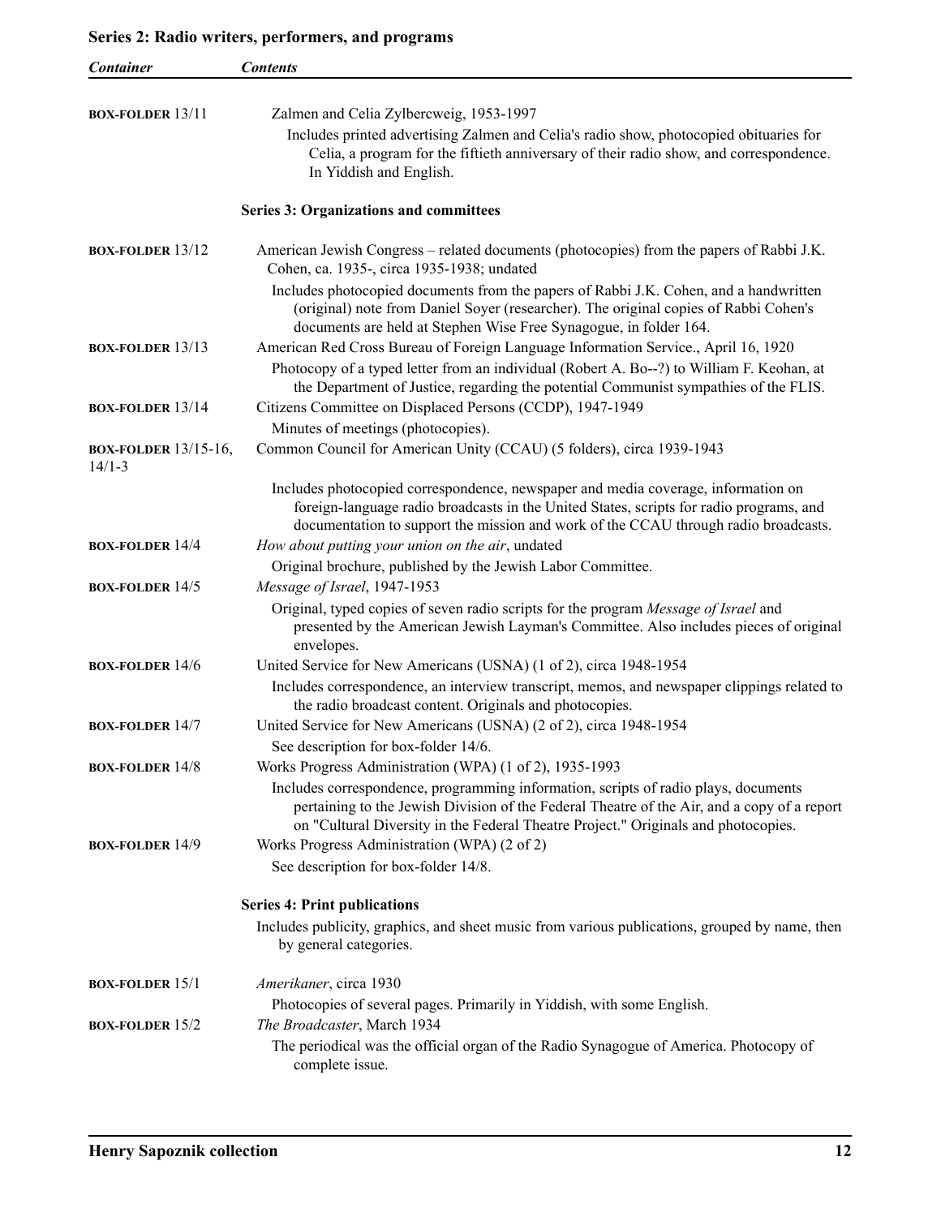## Series 2: Radio writers, performers, and programs

| Container | Contents |
|---|---|
| **BOX-FOLDER** 13/11 | Zalmen and Celia Zylbercweig, 1953-1997<br>Includes printed advertising Zalmen and Celia's radio show, photocopied obituaries for Celia, a program for the fiftieth anniversary of their radio show, and correspondence. In Yiddish and English. |

### Series 3: Organizations and committees

| Container | Contents |
|---|---|
| **BOX-FOLDER** 13/12 | American Jewish Congress – related documents (photocopies) from the papers of Rabbi J.K. Cohen, ca. 1935-, circa 1935-1938; undated<br>Includes photocopied documents from the papers of Rabbi J.K. Cohen, and a handwritten (original) note from Daniel Soyer (researcher). The original copies of Rabbi Cohen's documents are held at Stephen Wise Free Synagogue, in folder 164. |
| **BOX-FOLDER** 13/13 | American Red Cross Bureau of Foreign Language Information Service., April 16, 1920<br>Photocopy of a typed letter from an individual (Robert A. Bo--?) to William F. Keohan, at the Department of Justice, regarding the potential Communist sympathies of the FLIS. |
| **BOX-FOLDER** 13/14 | Citizens Committee on Displaced Persons (CCDP), 1947-1949<br>Minutes of meetings (photocopies). |
| **BOX-FOLDER** 13/15-16, 14/1-3 | Common Council for American Unity (CCAU) (5 folders), circa 1939-1943<br>Includes photocopied correspondence, newspaper and media coverage, information on foreign-language radio broadcasts in the United States, scripts for radio programs, and documentation to support the mission and work of the CCAU through radio broadcasts. |
| **BOX-FOLDER** 14/4 | *How about putting your union on the air*, undated<br>Original brochure, published by the Jewish Labor Committee. |
| **BOX-FOLDER** 14/5 | *Message of Israel*, 1947-1953<br>Original, typed copies of seven radio scripts for the program *Message of Israel* and presented by the American Jewish Layman's Committee. Also includes pieces of original envelopes. |
| **BOX-FOLDER** 14/6 | United Service for New Americans (USNA) (1 of 2), circa 1948-1954<br>Includes correspondence, an interview transcript, memos, and newspaper clippings related to the radio broadcast content. Originals and photocopies. |
| **BOX-FOLDER** 14/7 | United Service for New Americans (USNA) (2 of 2), circa 1948-1954<br>See description for box-folder 14/6. |
| **BOX-FOLDER** 14/8 | Works Progress Administration (WPA) (1 of 2), 1935-1993<br>Includes correspondence, programming information, scripts of radio plays, documents pertaining to the Jewish Division of the Federal Theatre of the Air, and a copy of a report on "Cultural Diversity in the Federal Theatre Project." Originals and photocopies. |
| **BOX-FOLDER** 14/9 | Works Progress Administration (WPA) (2 of 2)<br>See description for box-folder 14/8. |

### Series 4: Print publications

Includes publicity, graphics, and sheet music from various publications, grouped by name, then by general categories.

| Container | Contents |
|---|---|
| **BOX-FOLDER** 15/1 | *Amerikaner*, circa 1930<br>Photocopies of several pages. Primarily in Yiddish, with some English. |
| **BOX-FOLDER** 15/2 | *The Broadcaster*, March 1934<br>The periodical was the official organ of the Radio Synagogue of America. Photocopy of complete issue. |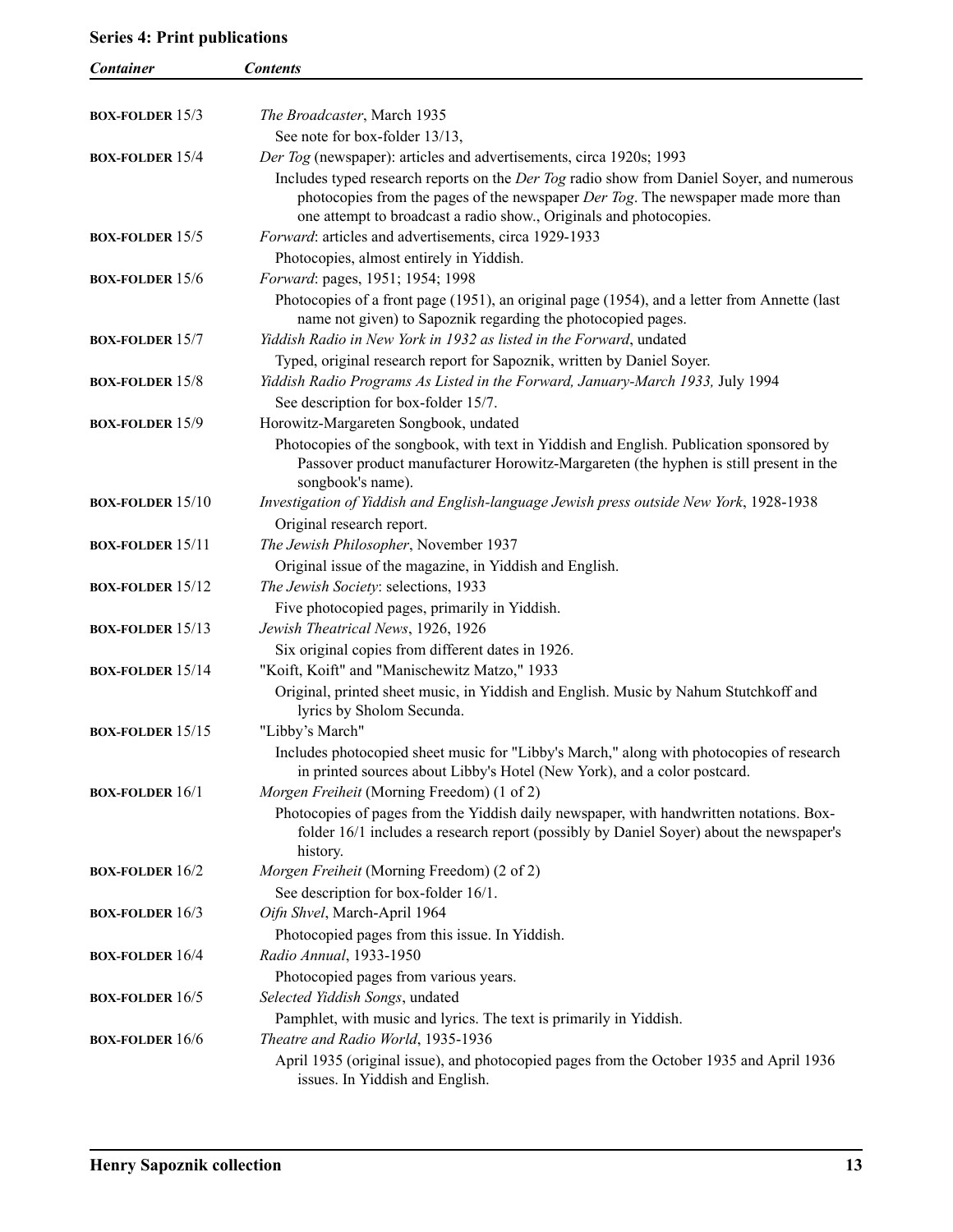### Series 4: Print publications

| *Container* | *Contents* |
| --- | --- |
| **BOX-FOLDER** 15/3 | *The Broadcaster*, March 1935<br>See note for box-folder 13/13, |
| **BOX-FOLDER** 15/4 | *Der Tog* (newspaper): articles and advertisements, circa 1920s; 1993<br>Includes typed research reports on the *Der Tog* radio show from Daniel Soyer, and numerous photocopies from the pages of the newspaper *Der Tog*. The newspaper made more than one attempt to broadcast a radio show., Originals and photocopies. |
| **BOX-FOLDER** 15/5 | *Forward*: articles and advertisements, circa 1929-1933<br>Photocopies, almost entirely in Yiddish. |
| **BOX-FOLDER** 15/6 | *Forward*: pages, 1951; 1954; 1998<br>Photocopies of a front page (1951), an original page (1954), and a letter from Annette (last name not given) to Sapoznik regarding the photocopied pages. |
| **BOX-FOLDER** 15/7 | *Yiddish Radio in New York in 1932 as listed in the Forward*, undated<br>Typed, original research report for Sapoznik, written by Daniel Soyer. |
| **BOX-FOLDER** 15/8 | *Yiddish Radio Programs As Listed in the Forward, January-March 1933,* July 1994<br>See description for box-folder 15/7. |
| **BOX-FOLDER** 15/9 | Horowitz-Margareten Songbook, undated<br>Photocopies of the songbook, with text in Yiddish and English. Publication sponsored by Passover product manufacturer Horowitz-Margareten (the hyphen is still present in the songbook's name). |
| **BOX-FOLDER** 15/10 | *Investigation of Yiddish and English-language Jewish press outside New York*, 1928-1938<br>Original research report. |
| **BOX-FOLDER** 15/11 | *The Jewish Philosopher*, November 1937<br>Original issue of the magazine, in Yiddish and English. |
| **BOX-FOLDER** 15/12 | *The Jewish Society*: selections, 1933<br>Five photocopied pages, primarily in Yiddish. |
| **BOX-FOLDER** 15/13 | *Jewish Theatrical News*, 1926, 1926<br>Six original copies from different dates in 1926. |
| **BOX-FOLDER** 15/14 | "Koift, Koift" and "Manischewitz Matzo," 1933<br>Original, printed sheet music, in Yiddish and English. Music by Nahum Stutchkoff and lyrics by Sholom Secunda. |
| **BOX-FOLDER** 15/15 | "Libby's March"<br>Includes photocopied sheet music for "Libby's March," along with photocopies of research in printed sources about Libby's Hotel (New York), and a color postcard. |
| **BOX-FOLDER** 16/1 | *Morgen Freiheit* (Morning Freedom) (1 of 2)<br>Photocopies of pages from the Yiddish daily newspaper, with handwritten notations. Box-folder 16/1 includes a research report (possibly by Daniel Soyer) about the newspaper's history. |
| **BOX-FOLDER** 16/2 | *Morgen Freiheit* (Morning Freedom) (2 of 2)<br>See description for box-folder 16/1. |
| **BOX-FOLDER** 16/3 | *Oifn Shvel*, March-April 1964<br>Photocopied pages from this issue. In Yiddish. |
| **BOX-FOLDER** 16/4 | *Radio Annual*, 1933-1950<br>Photocopied pages from various years. |
| **BOX-FOLDER** 16/5 | *Selected Yiddish Songs*, undated<br>Pamphlet, with music and lyrics. The text is primarily in Yiddish. |
| **BOX-FOLDER** 16/6 | *Theatre and Radio World*, 1935-1936<br>April 1935 (original issue), and photocopied pages from the October 1935 and April 1936 issues. In Yiddish and English. |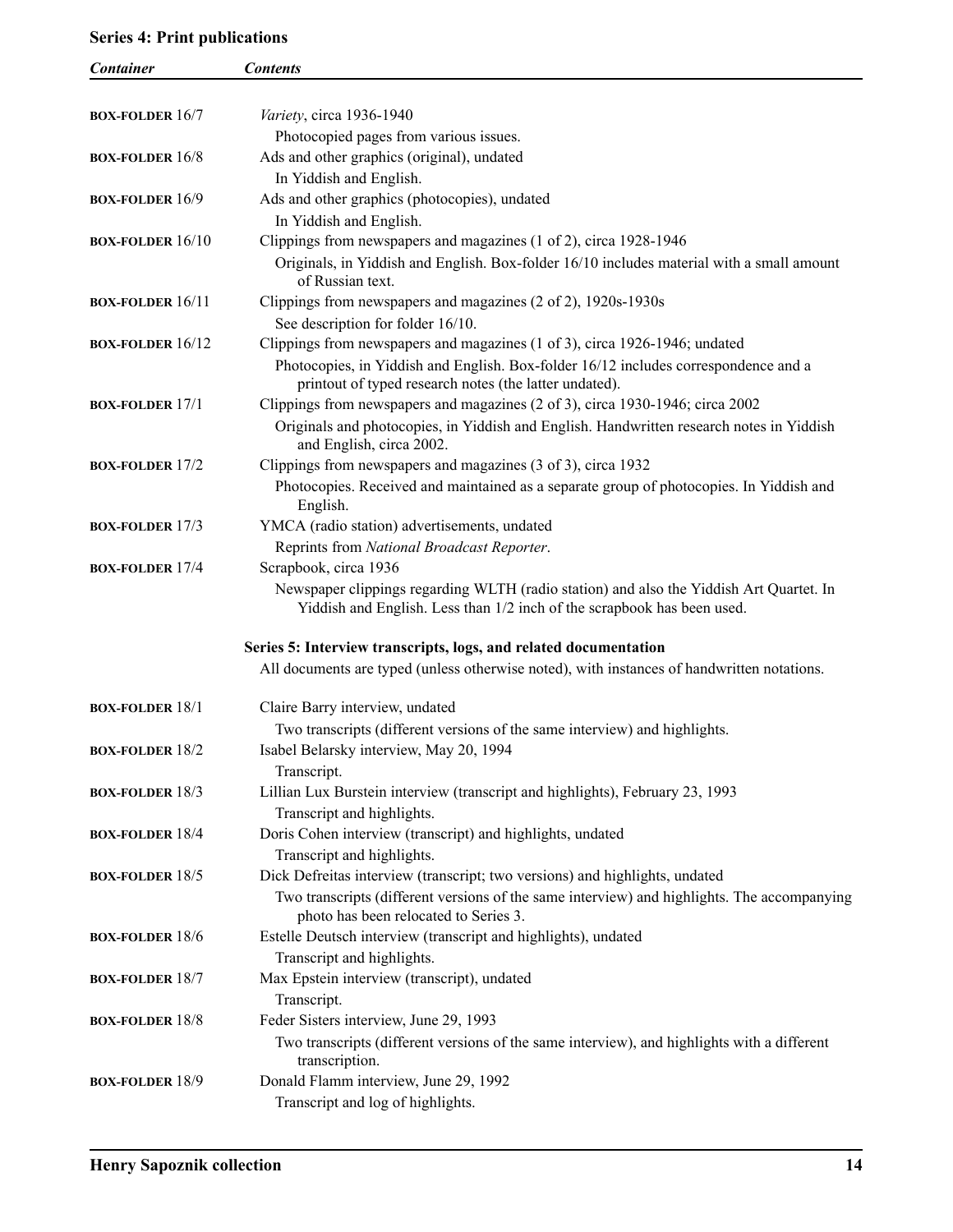## Series 4: Print publications

| *Container* | *Contents* |
| --- | --- |
| **BOX-FOLDER** 16/7 | *Variety*, circa 1936-1940<br>Photocopied pages from various issues. |
| **BOX-FOLDER** 16/8 | Ads and other graphics (original), undated<br>In Yiddish and English. |
| **BOX-FOLDER** 16/9 | Ads and other graphics (photocopies), undated<br>In Yiddish and English. |
| **BOX-FOLDER** 16/10 | Clippings from newspapers and magazines (1 of 2), circa 1928-1946<br>Originals, in Yiddish and English. Box-folder 16/10 includes material with a small amount of Russian text. |
| **BOX-FOLDER** 16/11 | Clippings from newspapers and magazines (2 of 2), 1920s-1930s<br>See description for folder 16/10. |
| **BOX-FOLDER** 16/12 | Clippings from newspapers and magazines (1 of 3), circa 1926-1946; undated<br>Photocopies, in Yiddish and English. Box-folder 16/12 includes correspondence and a printout of typed research notes (the latter undated). |
| **BOX-FOLDER** 17/1 | Clippings from newspapers and magazines (2 of 3), circa 1930-1946; circa 2002<br>Originals and photocopies, in Yiddish and English. Handwritten research notes in Yiddish and English, circa 2002. |
| **BOX-FOLDER** 17/2 | Clippings from newspapers and magazines (3 of 3), circa 1932<br>Photocopies. Received and maintained as a separate group of photocopies. In Yiddish and English. |
| **BOX-FOLDER** 17/3 | YMCA (radio station) advertisements, undated<br>Reprints from *National Broadcast Reporter*. |
| **BOX-FOLDER** 17/4 | Scrapbook, circa 1936<br>Newspaper clippings regarding WLTH (radio station) and also the Yiddish Art Quartet. In Yiddish and English. Less than 1/2 inch of the scrapbook has been used. |

## Series 5: Interview transcripts, logs, and related documentation

All documents are typed (unless otherwise noted), with instances of handwritten notations.

| *Container* | *Contents* |
| --- | --- |
| **BOX-FOLDER** 18/1 | Claire Barry interview, undated<br>Two transcripts (different versions of the same interview) and highlights. |
| **BOX-FOLDER** 18/2 | Isabel Belarsky interview, May 20, 1994<br>Transcript. |
| **BOX-FOLDER** 18/3 | Lillian Lux Burstein interview (transcript and highlights), February 23, 1993<br>Transcript and highlights. |
| **BOX-FOLDER** 18/4 | Doris Cohen interview (transcript) and highlights, undated<br>Transcript and highlights. |
| **BOX-FOLDER** 18/5 | Dick Defreitas interview (transcript; two versions) and highlights, undated<br>Two transcripts (different versions of the same interview) and highlights. The accompanying photo has been relocated to Series 3. |
| **BOX-FOLDER** 18/6 | Estelle Deutsch interview (transcript and highlights), undated<br>Transcript and highlights. |
| **BOX-FOLDER** 18/7 | Max Epstein interview (transcript), undated<br>Transcript. |
| **BOX-FOLDER** 18/8 | Feder Sisters interview, June 29, 1993<br>Two transcripts (different versions of the same interview), and highlights with a different transcription. |
| **BOX-FOLDER** 18/9 | Donald Flamm interview, June 29, 1992<br>Transcript and log of highlights. |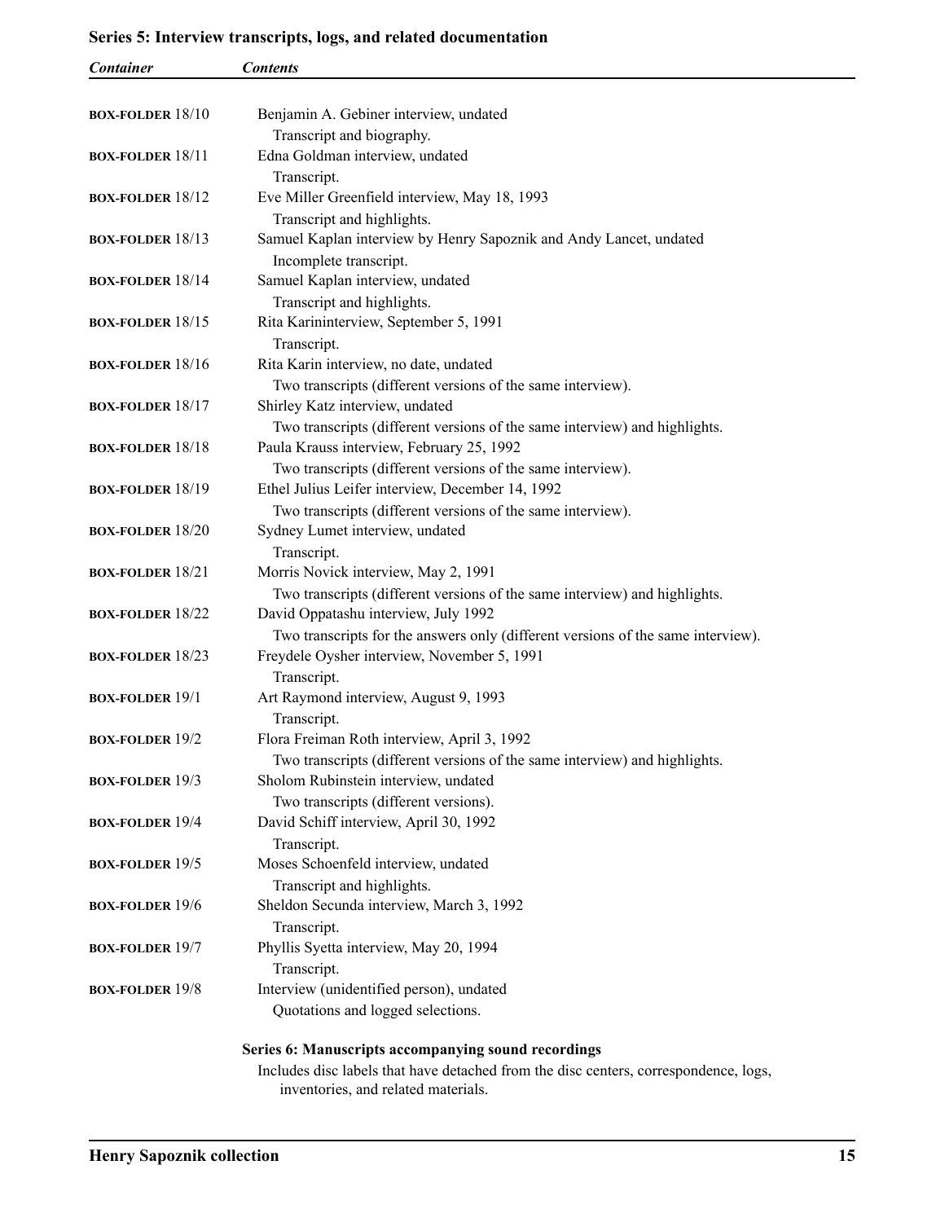## Series 5: Interview transcripts, logs, and related documentation

| *Container* | *Contents* |
|---|---|
| **BOX-FOLDER** 18/10 | Benjamin A. Gebiner interview, undated<br>Transcript and biography. |
| **BOX-FOLDER** 18/11 | Edna Goldman interview, undated<br>Transcript. |
| **BOX-FOLDER** 18/12 | Eve Miller Greenfield interview, May 18, 1993<br>Transcript and highlights. |
| **BOX-FOLDER** 18/13 | Samuel Kaplan interview by Henry Sapoznik and Andy Lancet, undated<br>Incomplete transcript. |
| **BOX-FOLDER** 18/14 | Samuel Kaplan interview, undated<br>Transcript and highlights. |
| **BOX-FOLDER** 18/15 | Rita Karininterview, September 5, 1991<br>Transcript. |
| **BOX-FOLDER** 18/16 | Rita Karin interview, no date, undated<br>Two transcripts (different versions of the same interview). |
| **BOX-FOLDER** 18/17 | Shirley Katz interview, undated<br>Two transcripts (different versions of the same interview) and highlights. |
| **BOX-FOLDER** 18/18 | Paula Krauss interview, February 25, 1992<br>Two transcripts (different versions of the same interview). |
| **BOX-FOLDER** 18/19 | Ethel Julius Leifer interview, December 14, 1992<br>Two transcripts (different versions of the same interview). |
| **BOX-FOLDER** 18/20 | Sydney Lumet interview, undated<br>Transcript. |
| **BOX-FOLDER** 18/21 | Morris Novick interview, May 2, 1991<br>Two transcripts (different versions of the same interview) and highlights. |
| **BOX-FOLDER** 18/22 | David Oppatashu interview, July 1992<br>Two transcripts for the answers only (different versions of the same interview). |
| **BOX-FOLDER** 18/23 | Freydele Oysher interview, November 5, 1991<br>Transcript. |
| **BOX-FOLDER** 19/1 | Art Raymond interview, August 9, 1993<br>Transcript. |
| **BOX-FOLDER** 19/2 | Flora Freiman Roth interview, April 3, 1992<br>Two transcripts (different versions of the same interview) and highlights. |
| **BOX-FOLDER** 19/3 | Sholom Rubinstein interview, undated<br>Two transcripts (different versions). |
| **BOX-FOLDER** 19/4 | David Schiff interview, April 30, 1992<br>Transcript. |
| **BOX-FOLDER** 19/5 | Moses Schoenfeld interview, undated<br>Transcript and highlights. |
| **BOX-FOLDER** 19/6 | Sheldon Secunda interview, March 3, 1992<br>Transcript. |
| **BOX-FOLDER** 19/7 | Phyllis Syetta interview, May 20, 1994<br>Transcript. |
| **BOX-FOLDER** 19/8 | Interview (unidentified person), undated<br>Quotations and logged selections. |

### Series 6: Manuscripts accompanying sound recordings

Includes disc labels that have detached from the disc centers, correspondence, logs, inventories, and related materials.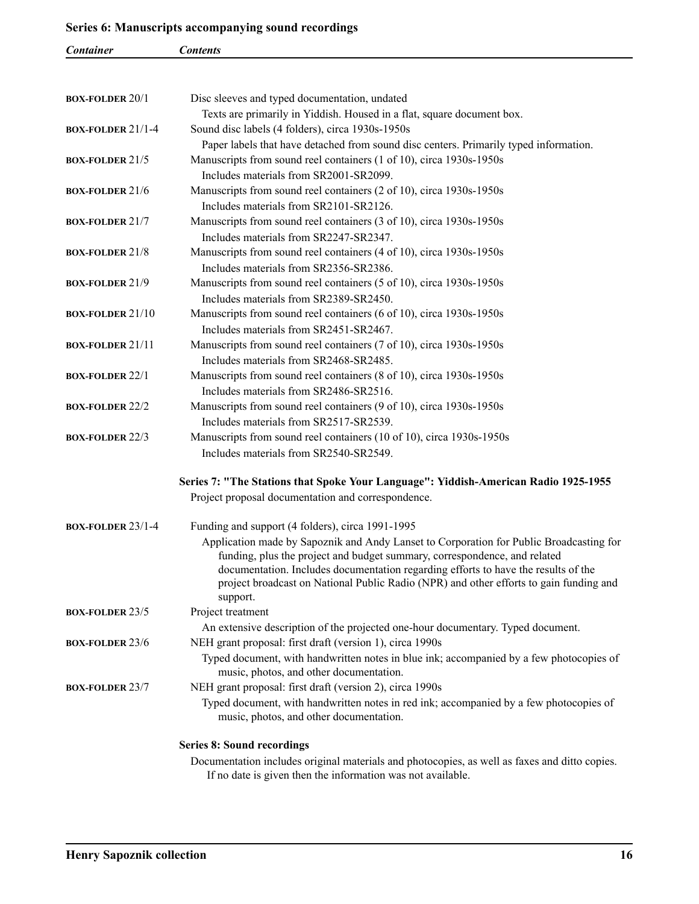## Series 6: Manuscripts accompanying sound recordings

| Container | Contents |
|---|---|
| BOX-FOLDER 20/1 | Disc sleeves and typed documentation, undated<br>Texts are primarily in Yiddish. Housed in a flat, square document box. |
| BOX-FOLDER 21/1-4 | Sound disc labels (4 folders), circa 1930s-1950s<br>Paper labels that have detached from sound disc centers. Primarily typed information. |
| BOX-FOLDER 21/5 | Manuscripts from sound reel containers (1 of 10), circa 1930s-1950s<br>Includes materials from SR2001-SR2099. |
| BOX-FOLDER 21/6 | Manuscripts from sound reel containers (2 of 10), circa 1930s-1950s<br>Includes materials from SR2101-SR2126. |
| BOX-FOLDER 21/7 | Manuscripts from sound reel containers (3 of 10), circa 1930s-1950s<br>Includes materials from SR2247-SR2347. |
| BOX-FOLDER 21/8 | Manuscripts from sound reel containers (4 of 10), circa 1930s-1950s<br>Includes materials from SR2356-SR2386. |
| BOX-FOLDER 21/9 | Manuscripts from sound reel containers (5 of 10), circa 1930s-1950s<br>Includes materials from SR2389-SR2450. |
| BOX-FOLDER 21/10 | Manuscripts from sound reel containers (6 of 10), circa 1930s-1950s<br>Includes materials from SR2451-SR2467. |
| BOX-FOLDER 21/11 | Manuscripts from sound reel containers (7 of 10), circa 1930s-1950s<br>Includes materials from SR2468-SR2485. |
| BOX-FOLDER 22/1 | Manuscripts from sound reel containers (8 of 10), circa 1930s-1950s<br>Includes materials from SR2486-SR2516. |
| BOX-FOLDER 22/2 | Manuscripts from sound reel containers (9 of 10), circa 1930s-1950s<br>Includes materials from SR2517-SR2539. |
| BOX-FOLDER 22/3 | Manuscripts from sound reel containers (10 of 10), circa 1930s-1950s<br>Includes materials from SR2540-SR2549. |

## Series 7: "The Stations that Spoke Your Language": Yiddish-American Radio 1925-1955

Project proposal documentation and correspondence.

| Container | Contents |
|---|---|
| BOX-FOLDER 23/1-4 | Funding and support (4 folders), circa 1991-1995<br>Application made by Sapoznik and Andy Lanset to Corporation for Public Broadcasting for funding, plus the project and budget summary, correspondence, and related documentation. Includes documentation regarding efforts to have the results of the project broadcast on National Public Radio (NPR) and other efforts to gain funding and support. |
| BOX-FOLDER 23/5 | Project treatment<br>An extensive description of the projected one-hour documentary. Typed document. |
| BOX-FOLDER 23/6 | NEH grant proposal: first draft (version 1), circa 1990s<br>Typed document, with handwritten notes in blue ink; accompanied by a few photocopies of music, photos, and other documentation. |
| BOX-FOLDER 23/7 | NEH grant proposal: first draft (version 2), circa 1990s<br>Typed document, with handwritten notes in red ink; accompanied by a few photocopies of music, photos, and other documentation. |

## Series 8: Sound recordings

Documentation includes original materials and photocopies, as well as faxes and ditto copies. If no date is given then the information was not available.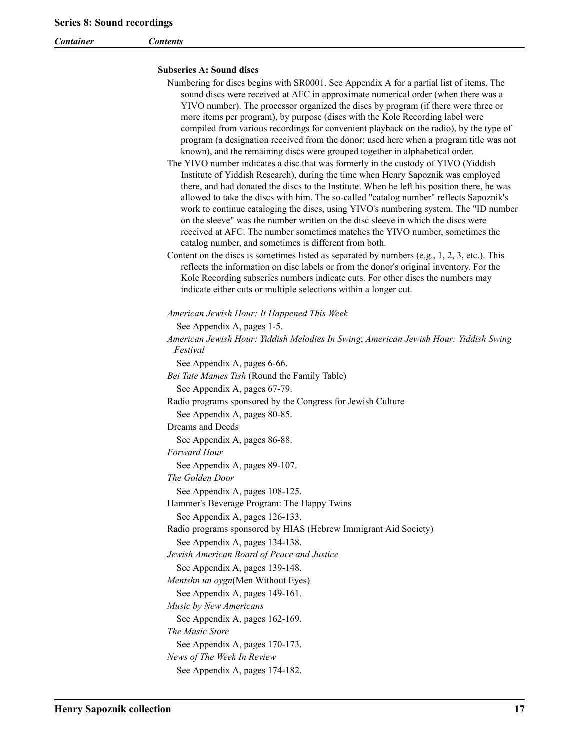## Series 8: Sound recordings

*Container* *Contents*

### Subseries A: Sound discs

Numbering for discs begins with SR0001. See Appendix A for a partial list of items. The sound discs were received at AFC in approximate numerical order (when there was a YIVO number). The processor organized the discs by program (if there were three or more items per program), by purpose (discs with the Kole Recording label were compiled from various recordings for convenient playback on the radio), by the type of program (a designation received from the donor; used here when a program title was not known), and the remaining discs were grouped together in alphabetical order.

The YIVO number indicates a disc that was formerly in the custody of YIVO (Yiddish Institute of Yiddish Research), during the time when Henry Sapoznik was employed there, and had donated the discs to the Institute. When he left his position there, he was allowed to take the discs with him. The so-called "catalog number" reflects Sapoznik's work to continue cataloging the discs, using YIVO's numbering system. The "ID number on the sleeve" was the number written on the disc sleeve in which the discs were received at AFC. The number sometimes matches the YIVO number, sometimes the catalog number, and sometimes is different from both.

Content on the discs is sometimes listed as separated by numbers (e.g., 1, 2, 3, etc.). This reflects the information on disc labels or from the donor's original inventory. For the Kole Recording subseries numbers indicate cuts. For other discs the numbers may indicate either cuts or multiple selections within a longer cut.

*American Jewish Hour: It Happened This Week*

See Appendix A, pages 1-5.

*American Jewish Hour: Yiddish Melodies In Swing*; *American Jewish Hour: Yiddish Swing Festival*

See Appendix A, pages 6-66.

*Bei Tate Mames Tish* (Round the Family Table)

See Appendix A, pages 67-79.

Radio programs sponsored by the Congress for Jewish Culture

See Appendix A, pages 80-85.

Dreams and Deeds

See Appendix A, pages 86-88.

*Forward Hour*

See Appendix A, pages 89-107.

*The Golden Door*

See Appendix A, pages 108-125.

Hammer's Beverage Program: The Happy Twins

See Appendix A, pages 126-133.

Radio programs sponsored by HIAS (Hebrew Immigrant Aid Society)

See Appendix A, pages 134-138.

*Jewish American Board of Peace and Justice*

See Appendix A, pages 139-148.

*Mentshn un oygn*(Men Without Eyes)

See Appendix A, pages 149-161.

*Music by New Americans*

See Appendix A, pages 162-169.

*The Music Store*

See Appendix A, pages 170-173.

*News of The Week In Review*

See Appendix A, pages 174-182.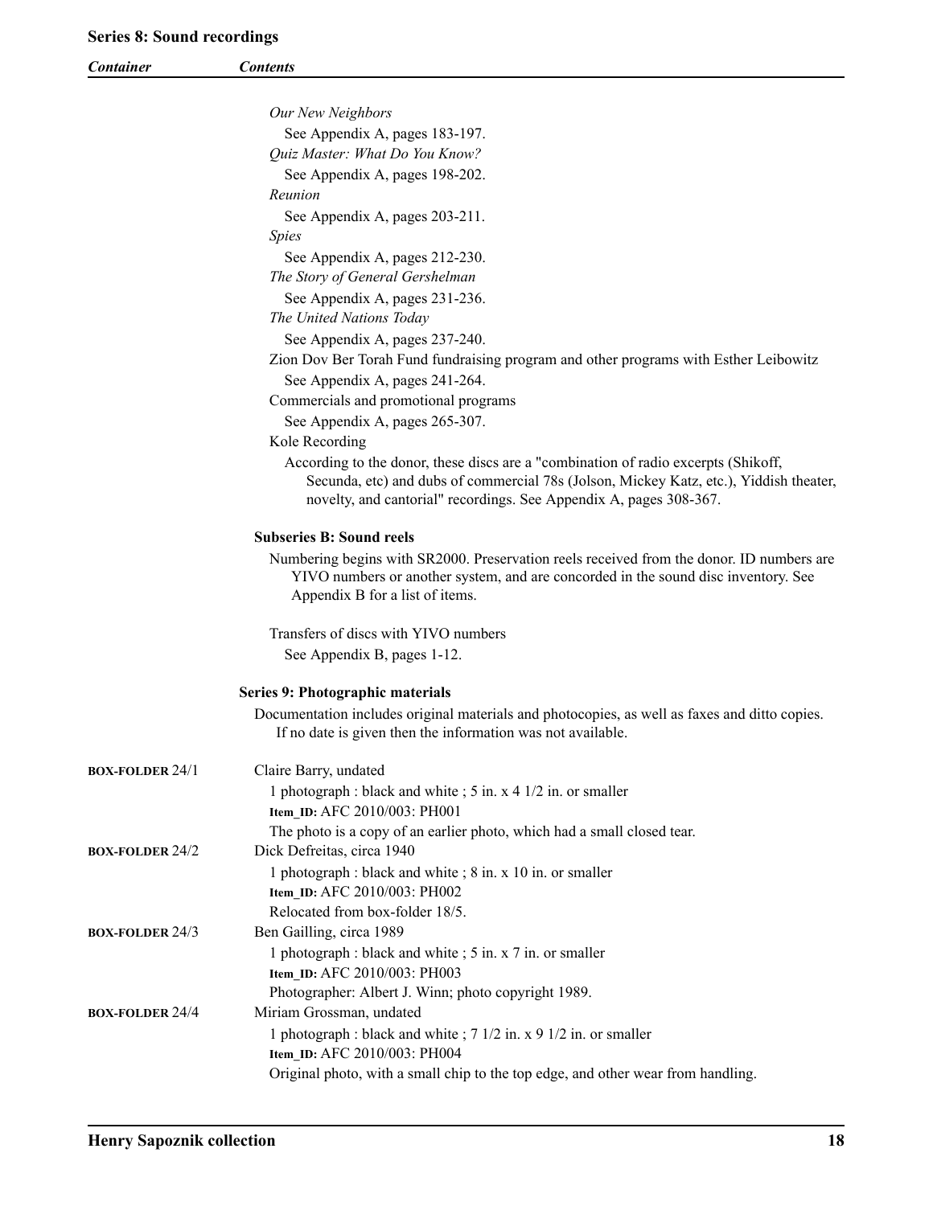*Our New Neighbors*

See Appendix A, pages 183-197.

*Quiz Master: What Do You Know?*

See Appendix A, pages 198-202.

*Reunion*

See Appendix A, pages 203-211.

*Spies*

See Appendix A, pages 212-230.

*The Story of General Gershelman*

See Appendix A, pages 231-236.

*The United Nations Today*

See Appendix A, pages 237-240.

Zion Dov Ber Torah Fund fundraising program and other programs with Esther Leibowitz

See Appendix A, pages 241-264.

Commercials and promotional programs

See Appendix A, pages 265-307.

Kole Recording

According to the donor, these discs are a "combination of radio excerpts (Shikoff, Secunda, etc) and dubs of commercial 78s (Jolson, Mickey Katz, etc.), Yiddish theater, novelty, and cantorial" recordings. See Appendix A, pages 308-367.

#### Subseries B: Sound reels

Numbering begins with SR2000. Preservation reels received from the donor. ID numbers are YIVO numbers or another system, and are concorded in the sound disc inventory. See Appendix B for a list of items.

Transfers of discs with YIVO numbers

See Appendix B, pages 1-12.

### Series 9: Photographic materials

Documentation includes original materials and photocopies, as well as faxes and ditto copies. If no date is given then the information was not available.

| Container | Contents |
|---|---|
| **BOX-FOLDER** 24/1 | Claire Barry, undated<br>1 photograph : black and white ; 5 in. x 4 1/2 in. or smaller<br>**Item_ID:** AFC 2010/003: PH001<br>The photo is a copy of an earlier photo, which had a small closed tear. |
| **BOX-FOLDER** 24/2 | Dick Defreitas, circa 1940<br>1 photograph : black and white ; 8 in. x 10 in. or smaller<br>**Item_ID:** AFC 2010/003: PH002<br>Relocated from box-folder 18/5. |
| **BOX-FOLDER** 24/3 | Ben Gailling, circa 1989<br>1 photograph : black and white ; 5 in. x 7 in. or smaller<br>**Item_ID:** AFC 2010/003: PH003<br>Photographer: Albert J. Winn; photo copyright 1989. |
| **BOX-FOLDER** 24/4 | Miriam Grossman, undated<br>1 photograph : black and white ; 7 1/2 in. x 9 1/2 in. or smaller<br>**Item_ID:** AFC 2010/003: PH004<br>Original photo, with a small chip to the top edge, and other wear from handling. |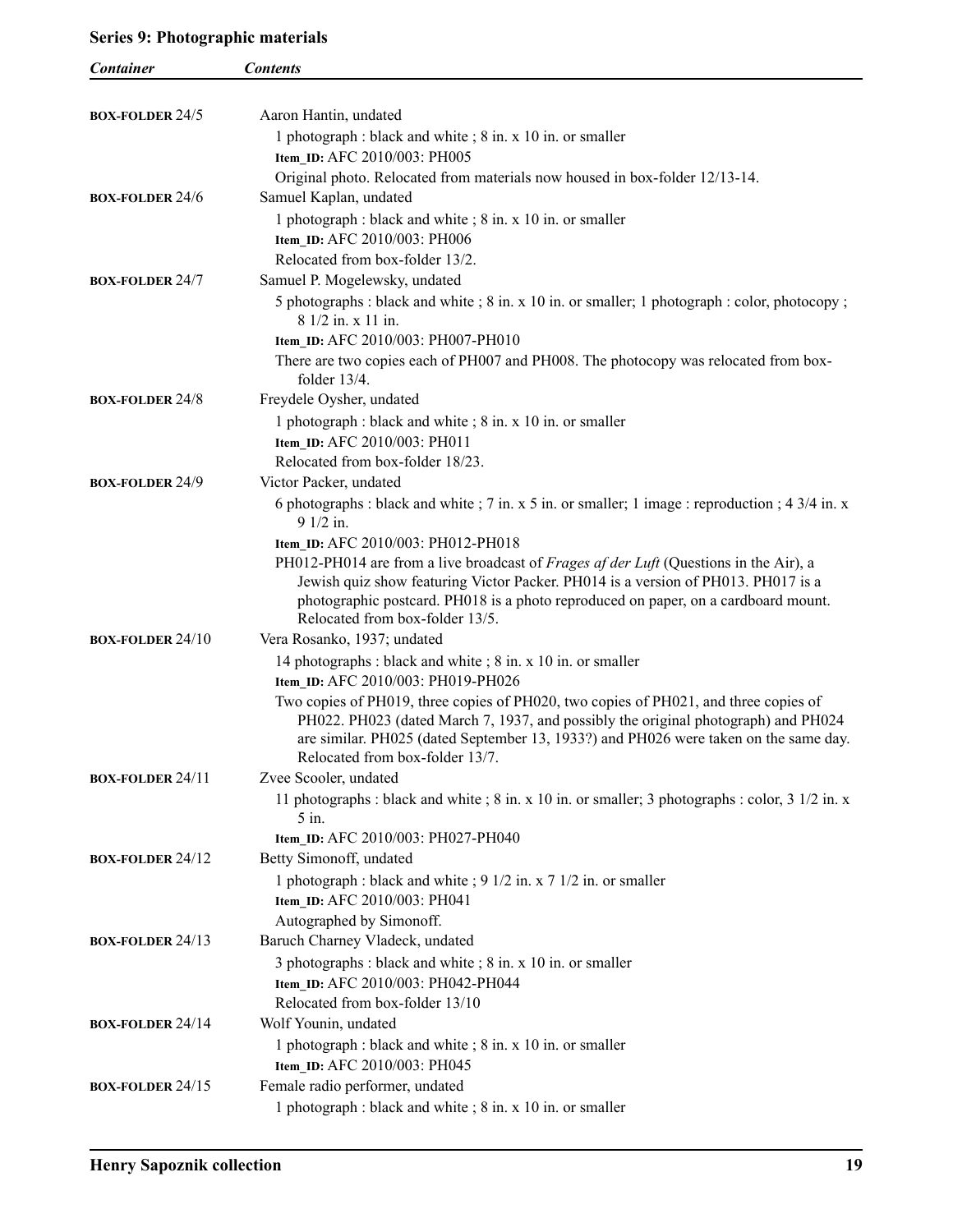### Series 9: Photographic materials

| Container | Contents |
|---|---|
| **BOX-FOLDER** 24/5 | Aaron Hantin, undated<br>1 photograph : black and white ; 8 in. x 10 in. or smaller<br>**Item_ID:** AFC 2010/003: PH005<br>Original photo. Relocated from materials now housed in box-folder 12/13-14. |
| **BOX-FOLDER** 24/6 | Samuel Kaplan, undated<br>1 photograph : black and white ; 8 in. x 10 in. or smaller<br>**Item_ID:** AFC 2010/003: PH006<br>Relocated from box-folder 13/2. |
| **BOX-FOLDER** 24/7 | Samuel P. Mogelewsky, undated<br>5 photographs : black and white ; 8 in. x 10 in. or smaller; 1 photograph : color, photocopy ; 8 1/2 in. x 11 in.<br>**Item_ID:** AFC 2010/003: PH007-PH010<br>There are two copies each of PH007 and PH008. The photocopy was relocated from box-folder 13/4. |
| **BOX-FOLDER** 24/8 | Freydele Oysher, undated<br>1 photograph : black and white ; 8 in. x 10 in. or smaller<br>**Item_ID:** AFC 2010/003: PH011<br>Relocated from box-folder 18/23. |
| **BOX-FOLDER** 24/9 | Victor Packer, undated<br>6 photographs : black and white ; 7 in. x 5 in. or smaller; 1 image : reproduction ; 4 3/4 in. x 9 1/2 in.<br>**Item_ID:** AFC 2010/003: PH012-PH018<br>PH012-PH014 are from a live broadcast of *Frages af der Luft* (Questions in the Air), a Jewish quiz show featuring Victor Packer. PH014 is a version of PH013. PH017 is a photographic postcard. PH018 is a photo reproduced on paper, on a cardboard mount. Relocated from box-folder 13/5. |
| **BOX-FOLDER** 24/10 | Vera Rosanko, 1937; undated<br>14 photographs : black and white ; 8 in. x 10 in. or smaller<br>**Item_ID:** AFC 2010/003: PH019-PH026<br>Two copies of PH019, three copies of PH020, two copies of PH021, and three copies of PH022. PH023 (dated March 7, 1937, and possibly the original photograph) and PH024 are similar. PH025 (dated September 13, 1933?) and PH026 were taken on the same day. Relocated from box-folder 13/7. |
| **BOX-FOLDER** 24/11 | Zvee Scooler, undated<br>11 photographs : black and white ; 8 in. x 10 in. or smaller; 3 photographs : color, 3 1/2 in. x 5 in.<br>**Item_ID:** AFC 2010/003: PH027-PH040 |
| **BOX-FOLDER** 24/12 | Betty Simonoff, undated<br>1 photograph : black and white ; 9 1/2 in. x 7 1/2 in. or smaller<br>**Item_ID:** AFC 2010/003: PH041<br>Autographed by Simonoff. |
| **BOX-FOLDER** 24/13 | Baruch Charney Vladeck, undated<br>3 photographs : black and white ; 8 in. x 10 in. or smaller<br>**Item_ID:** AFC 2010/003: PH042-PH044<br>Relocated from box-folder 13/10 |
| **BOX-FOLDER** 24/14 | Wolf Younin, undated<br>1 photograph : black and white ; 8 in. x 10 in. or smaller<br>**Item_ID:** AFC 2010/003: PH045 |
| **BOX-FOLDER** 24/15 | Female radio performer, undated<br>1 photograph : black and white ; 8 in. x 10 in. or smaller |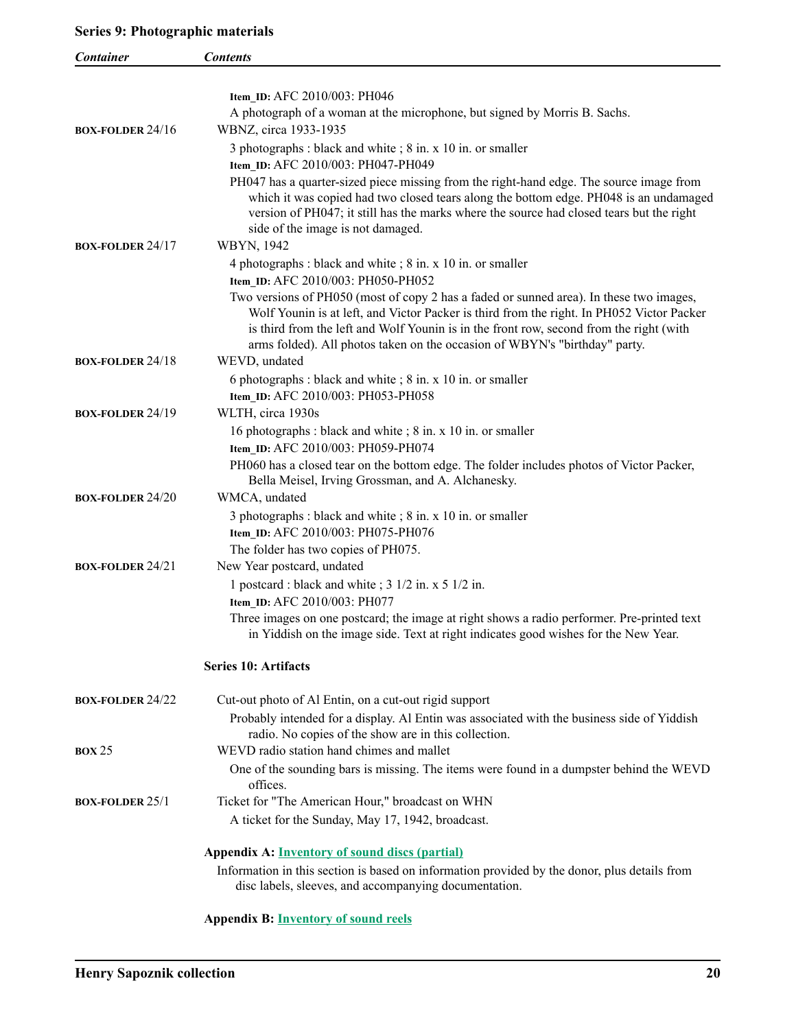## Series 9: Photographic materials

| Container | Contents |
| --- | --- |
| | **Item_ID:** AFC 2010/003: PH046<br>A photograph of a woman at the microphone, but signed by Morris B. Sachs. |
| **BOX-FOLDER** 24/16 | WBNZ, circa 1933-1935<br>3 photographs : black and white ; 8 in. x 10 in. or smaller<br>**Item_ID:** AFC 2010/003: PH047-PH049<br>PH047 has a quarter-sized piece missing from the right-hand edge. The source image from which it was copied had two closed tears along the bottom edge. PH048 is an undamaged version of PH047; it still has the marks where the source had closed tears but the right side of the image is not damaged. |
| **BOX-FOLDER** 24/17 | WBYN, 1942<br>4 photographs : black and white ; 8 in. x 10 in. or smaller<br>**Item_ID:** AFC 2010/003: PH050-PH052<br>Two versions of PH050 (most of copy 2 has a faded or sunned area). In these two images, Wolf Younin is at left, and Victor Packer is third from the right. In PH052 Victor Packer is third from the left and Wolf Younin is in the front row, second from the right (with arms folded). All photos taken on the occasion of WBYN's "birthday" party. |
| **BOX-FOLDER** 24/18 | WEVD, undated<br>6 photographs : black and white ; 8 in. x 10 in. or smaller<br>**Item_ID:** AFC 2010/003: PH053-PH058 |
| **BOX-FOLDER** 24/19 | WLTH, circa 1930s<br>16 photographs : black and white ; 8 in. x 10 in. or smaller<br>**Item_ID:** AFC 2010/003: PH059-PH074<br>PH060 has a closed tear on the bottom edge. The folder includes photos of Victor Packer, Bella Meisel, Irving Grossman, and A. Alchanesky. |
| **BOX-FOLDER** 24/20 | WMCA, undated<br>3 photographs : black and white ; 8 in. x 10 in. or smaller<br>**Item_ID:** AFC 2010/003: PH075-PH076<br>The folder has two copies of PH075. |
| **BOX-FOLDER** 24/21 | New Year postcard, undated<br>1 postcard : black and white ; 3 1/2 in. x 5 1/2 in.<br>**Item_ID:** AFC 2010/003: PH077<br>Three images on one postcard; the image at right shows a radio performer. Pre-printed text in Yiddish on the image side. Text at right indicates good wishes for the New Year. |

## Series 10: Artifacts

| Container | Contents |
| --- | --- |
| **BOX-FOLDER** 24/22 | Cut-out photo of Al Entin, on a cut-out rigid support<br>Probably intended for a display. Al Entin was associated with the business side of Yiddish radio. No copies of the show are in this collection. |
| **BOX** 25 | WEVD radio station hand chimes and mallet<br>One of the sounding bars is missing. The items were found in a dumpster behind the WEVD offices. |
| **BOX-FOLDER** 25/1 | Ticket for "The American Hour," broadcast on WHN<br>A ticket for the Sunday, May 17, 1942, broadcast. |

**Appendix A: Inventory of sound discs (partial)**

Information in this section is based on information provided by the donor, plus details from disc labels, sleeves, and accompanying documentation.

**Appendix B: Inventory of sound reels**